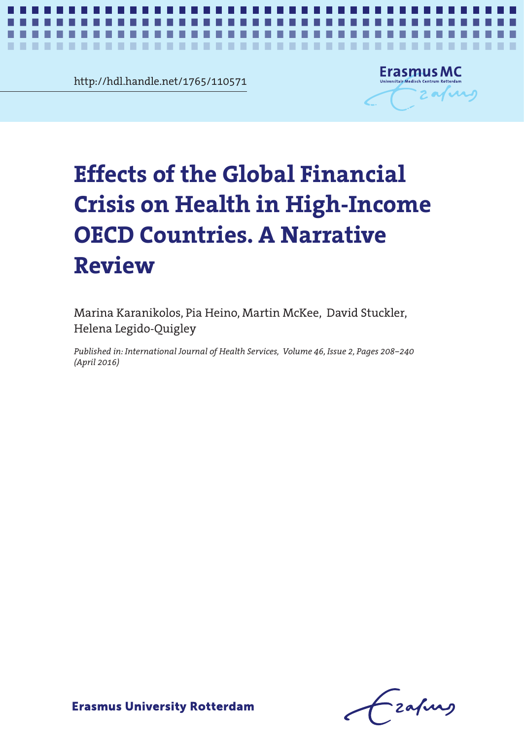http://hdl.handle.net/1765/110571

# Effects of the Global Financial Crisis on Health in High-Income OECD Countries. A Narrative Review

Marina Karanikolos, Pia Heino, Martin McKee, David Stuckler, Helena Legido-Quigley

*Published in: International Journal of Health Services, Volume 46, Issue 2, Pages 208–240 (April 2016)*

Erasmus University Rotterdam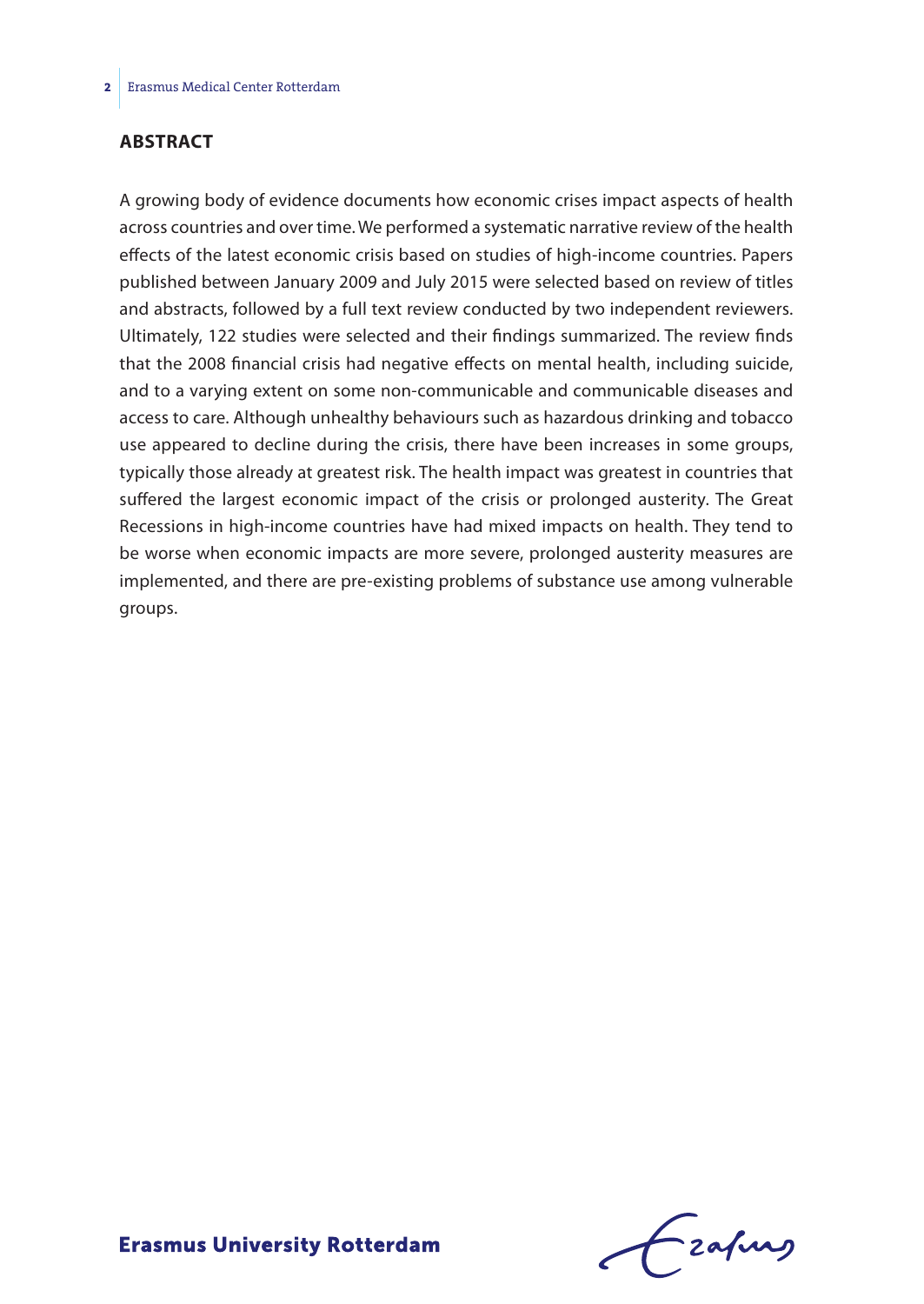## ABSTRACT

A growing body of evidence documents how economic crises impact aspects of health across countries and over time. We performed a systematic narrative review of the health effects of the latest economic crisis based on studies of high-income countries. Papers published between January 2009 and July 2015 were selected based on review of titles and abstracts, followed by a full text review conducted by two independent reviewers. Ultimately, 122 studies were selected and their findings summarized. The review finds that the 2008 financial crisis had negative effects on mental health, including suicide, and to a varying extent on some non-communicable and communicable diseases and access to care. Although unhealthy behaviours such as hazardous drinking and tobacco use appeared to decline during the crisis, there have been increases in some groups, typically those already at greatest risk. The health impact was greatest in countries that suffered the largest economic impact of the crisis or prolonged austerity. The Great Recessions in high-income countries have had mixed impacts on health. They tend to be worse when economic impacts are more severe, prolonged austerity measures are implemented, and there are pre-existing problems of substance use among vulnerable groups.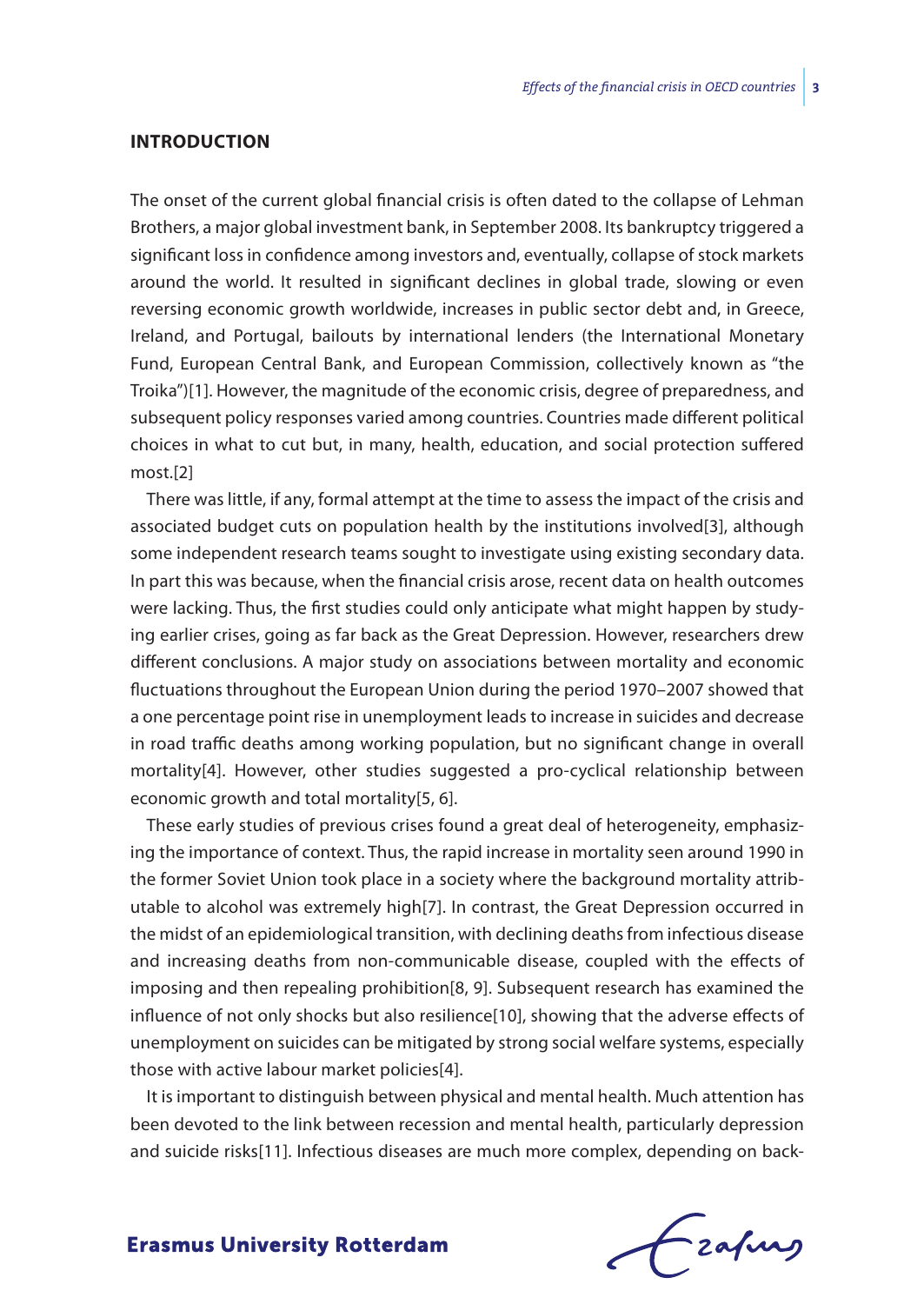## INTRODUCTION

The onset of the current global financial crisis is often dated to the collapse of Lehman Brothers, a major global investment bank, in September 2008. Its bankruptcy triggered a significant loss in confidence among investors and, eventually, collapse of stock markets around the world. It resulted in significant declines in global trade, slowing or even reversing economic growth worldwide, increases in public sector debt and, in Greece, Ireland, and Portugal, bailouts by international lenders (the International Monetary Fund, European Central Bank, and European Commission, collectively known as "the Troika")[1]. However, the magnitude of the economic crisis, degree of preparedness, and subsequent policy responses varied among countries. Countries made different political choices in what to cut but, in many, health, education, and social protection suffered most.[2]

There was little, if any, formal attempt at the time to assess the impact of the crisis and associated budget cuts on population health by the institutions involved[3], although some independent research teams sought to investigate using existing secondary data. In part this was because, when the financial crisis arose, recent data on health outcomes were lacking. Thus, the first studies could only anticipate what might happen by studying earlier crises, going as far back as the Great Depression. However, researchers drew different conclusions. A major study on associations between mortality and economic fluctuations throughout the European Union during the period 1970–2007 showed that a one percentage point rise in unemployment leads to increase in suicides and decrease in road traffic deaths among working population, but no significant change in overall mortality[4]. However, other studies suggested a pro-cyclical relationship between economic growth and total mortality[5, 6].

These early studies of previous crises found a great deal of heterogeneity, emphasizing the importance of context. Thus, the rapid increase in mortality seen around 1990 in the former Soviet Union took place in a society where the background mortality attributable to alcohol was extremely high[7]. In contrast, the Great Depression occurred in the midst of an epidemiological transition, with declining deaths from infectious disease and increasing deaths from non-communicable disease, coupled with the effects of imposing and then repealing prohibition[8, 9]. Subsequent research has examined the influence of not only shocks but also resilience[10], showing that the adverse effects of unemployment on suicides can be mitigated by strong social welfare systems, especially those with active labour market policies[4].

It is important to distinguish between physical and mental health. Much attention has been devoted to the link between recession and mental health, particularly depression and suicide risks[11]. Infectious diseases are much more complex, depending on back-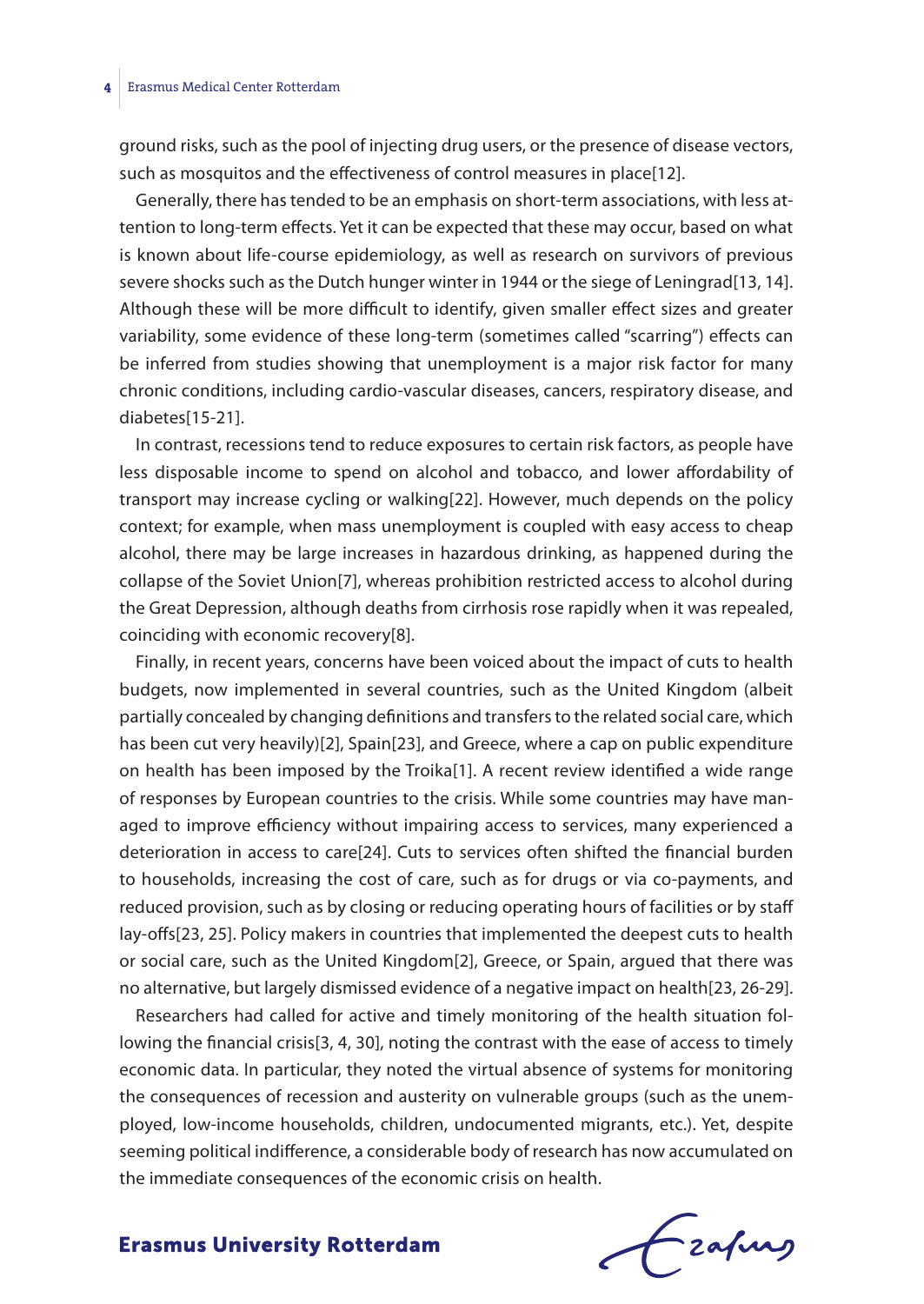ground risks, such as the pool of injecting drug users, or the presence of disease vectors, such as mosquitos and the effectiveness of control measures in place[12].

Generally, there has tended to be an emphasis on short-term associations, with less attention to long-term effects. Yet it can be expected that these may occur, based on what is known about life-course epidemiology, as well as research on survivors of previous severe shocks such as the Dutch hunger winter in 1944 or the siege of Leningrad[13, 14]. Although these will be more difficult to identify, given smaller effect sizes and greater variability, some evidence of these long-term (sometimes called "scarring") effects can be inferred from studies showing that unemployment is a major risk factor for many chronic conditions, including cardio-vascular diseases, cancers, respiratory disease, and diabetes[15-21].

In contrast, recessions tend to reduce exposures to certain risk factors, as people have less disposable income to spend on alcohol and tobacco, and lower affordability of transport may increase cycling or walking[22]. However, much depends on the policy context; for example, when mass unemployment is coupled with easy access to cheap alcohol, there may be large increases in hazardous drinking, as happened during the collapse of the Soviet Union[7], whereas prohibition restricted access to alcohol during the Great Depression, although deaths from cirrhosis rose rapidly when it was repealed, coinciding with economic recovery[8].

Finally, in recent years, concerns have been voiced about the impact of cuts to health budgets, now implemented in several countries, such as the United Kingdom (albeit partially concealed by changing definitions and transfers to the related social care, which has been cut very heavily)[2], Spain[23], and Greece, where a cap on public expenditure on health has been imposed by the Troika[1]. A recent review identified a wide range of responses by European countries to the crisis. While some countries may have managed to improve efficiency without impairing access to services, many experienced a deterioration in access to care[24]. Cuts to services often shifted the financial burden to households, increasing the cost of care, such as for drugs or via co-payments, and reduced provision, such as by closing or reducing operating hours of facilities or by staff lay-offs[23, 25]. Policy makers in countries that implemented the deepest cuts to health or social care, such as the United Kingdom[2], Greece, or Spain, argued that there was no alternative, but largely dismissed evidence of a negative impact on health[23, 26-29].

Researchers had called for active and timely monitoring of the health situation following the financial crisis[3, 4, 30], noting the contrast with the ease of access to timely economic data. In particular, they noted the virtual absence of systems for monitoring the consequences of recession and austerity on vulnerable groups (such as the unemployed, low-income households, children, undocumented migrants, etc.). Yet, despite seeming political indifference, a considerable body of research has now accumulated on the immediate consequences of the economic crisis on health.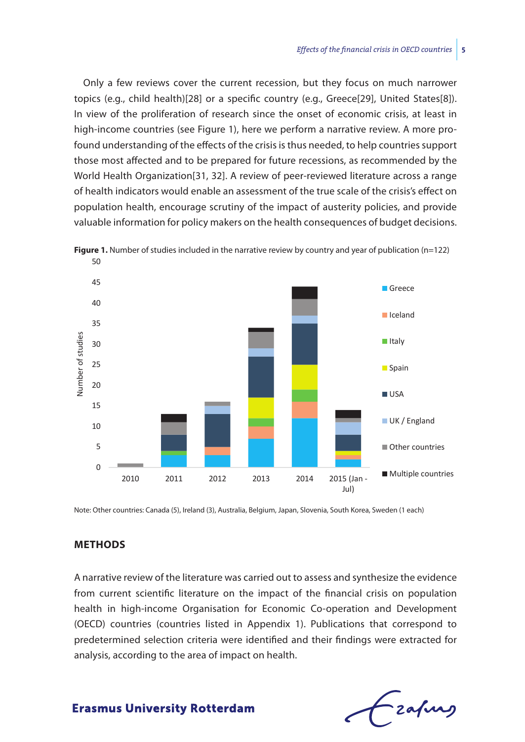Only a few reviews cover the current recession, but they focus on much narrower topics (e.g., child health)[28] or a specific country (e.g., Greece[29], United States[8]). In view of the proliferation of research since the onset of economic crisis, at least in high-income countries (see Figure 1), here we perform a narrative review. A more profound understanding of the effects of the crisis is thus needed, to help countries support those most affected and to be prepared for future recessions, as recommended by the World Health Organization[31, 32]. A review of peer-reviewed literature across a range of health indicators would enable an assessment of the true scale of the crisis's effect on population health, encourage scrutiny of the impact of austerity policies, and provide valuable information for policy makers on the health consequences of budget decisions.

**Figure 1.** Number of studies included in the narrative review by country and year of publication (n=122)

Note: Other countries: Canada (5), Ireland (3), Australia, Belgium, Japan, Slovenia, South Korea, Sweden (1 each)

## METHODS

A narrative review of the literature was carried out to assess and synthesize the evidence from current scientific literature on the impact of the financial crisis on population health in high-income Organisation for Economic Co-operation and Development (OECD) countries (countries listed in Appendix 1). Publications that correspond to predetermined selection criteria were identified and their findings were extracted for analysis, according to the area of impact on health.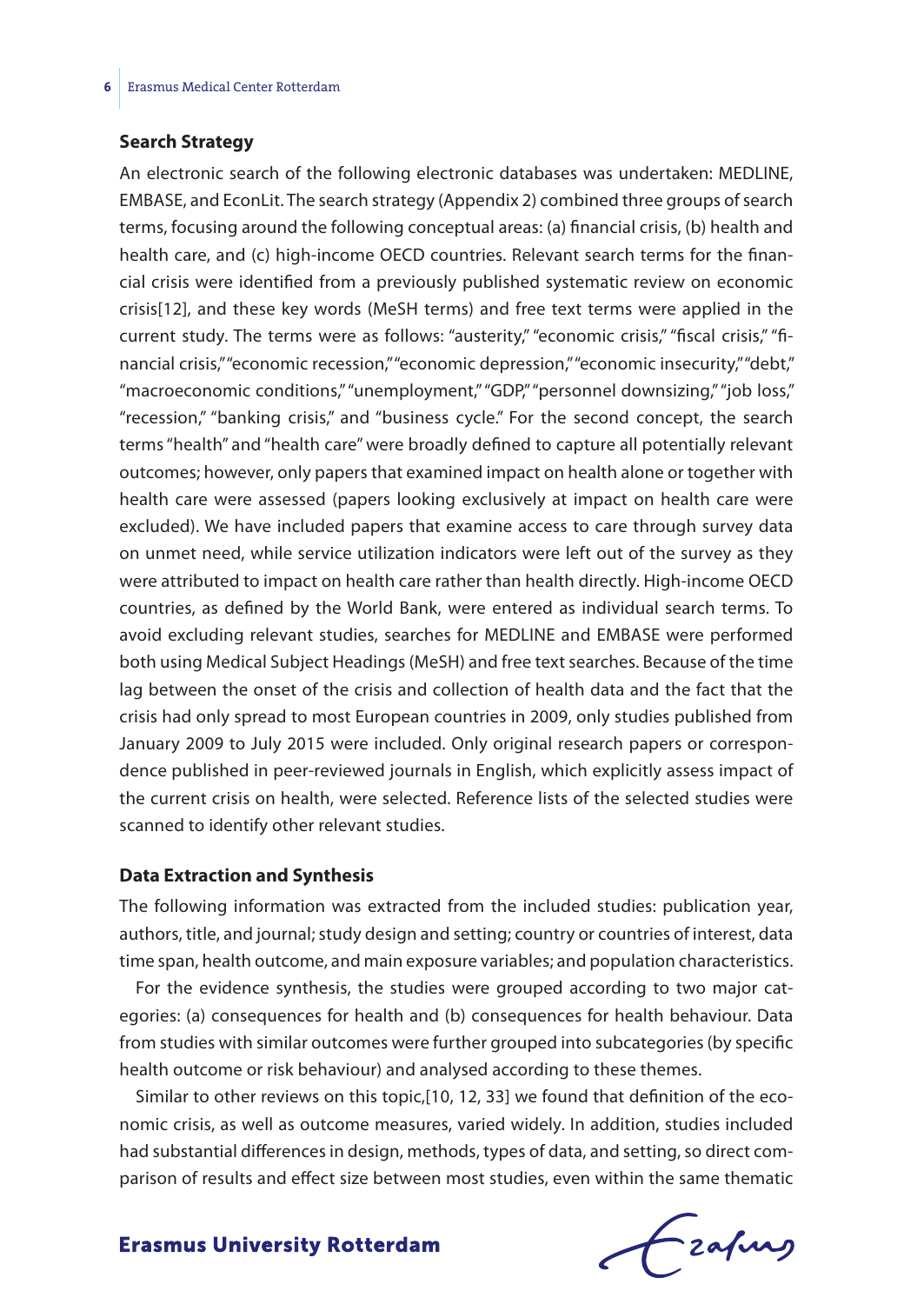### Search Strategy

An electronic search of the following electronic databases was undertaken: MEDLINE, EMBASE, and EconLit. The search strategy (Appendix 2) combined three groups of search terms, focusing around the following conceptual areas: (a) financial crisis, (b) health and health care, and (c) high-income OECD countries. Relevant search terms for the financial crisis were identified from a previously published systematic review on economic crisis[12], and these key words (MeSH terms) and free text terms were applied in the current study. The terms were as follows: "austerity," "economic crisis," "fiscal crisis," "financial crisis," "economic recession," "economic depression," "economic insecurity," "debt," "macroeconomic conditions," "unemployment," "GDP," "personnel downsizing," "job loss," "recession," "banking crisis," and "business cycle." For the second concept, the search terms "health" and "health care" were broadly defined to capture all potentially relevant outcomes; however, only papers that examined impact on health alone or together with health care were assessed (papers looking exclusively at impact on health care were excluded). We have included papers that examine access to care through survey data on unmet need, while service utilization indicators were left out of the survey as they were attributed to impact on health care rather than health directly. High-income OECD countries, as defined by the World Bank, were entered as individual search terms. To avoid excluding relevant studies, searches for MEDLINE and EMBASE were performed both using Medical Subject Headings (MeSH) and free text searches. Because of the time lag between the onset of the crisis and collection of health data and the fact that the crisis had only spread to most European countries in 2009, only studies published from January 2009 to July 2015 were included. Only original research papers or correspondence published in peer-reviewed journals in English, which explicitly assess impact of the current crisis on health, were selected. Reference lists of the selected studies were scanned to identify other relevant studies.

### Data Extraction and Synthesis

The following information was extracted from the included studies: publication year, authors, title, and journal; study design and setting; country or countries of interest, data time span, health outcome, and main exposure variables; and population characteristics.

For the evidence synthesis, the studies were grouped according to two major categories: (a) consequences for health and (b) consequences for health behaviour. Data from studies with similar outcomes were further grouped into subcategories (by specific health outcome or risk behaviour) and analysed according to these themes.

Similar to other reviews on this topic,[10, 12, 33] we found that definition of the economic crisis, as well as outcome measures, varied widely. In addition, studies included had substantial differences in design, methods, types of data, and setting, so direct comparison of results and effect size between most studies, even within the same thematic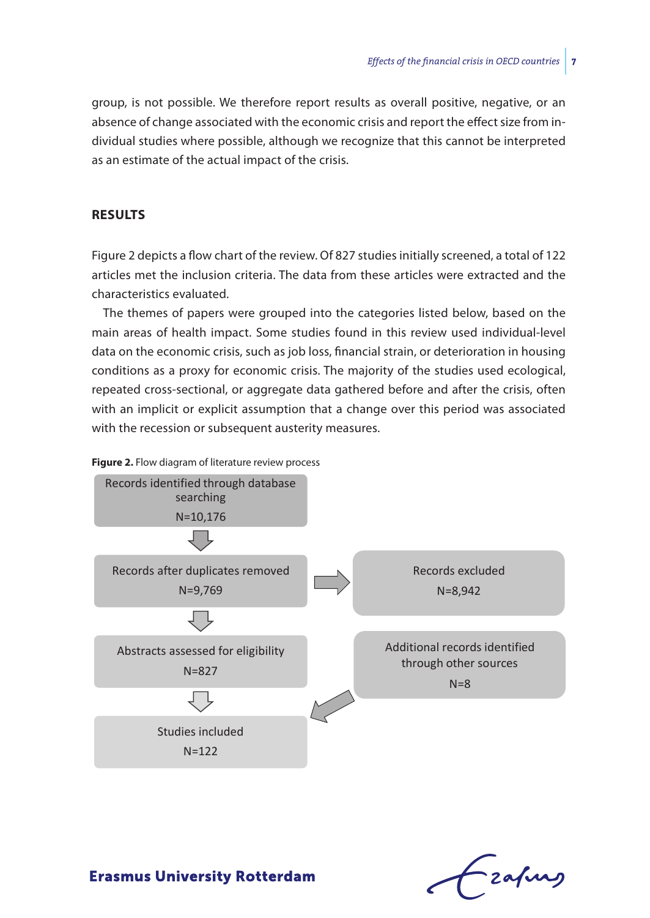group, is not possible. We therefore report results as overall positive, negative, or an absence of change associated with the economic crisis and report the effect size from individual studies where possible, although we recognize that this cannot be interpreted as an estimate of the actual impact of the crisis.

## RESULTS

Figure 2 depicts a flow chart of the review. Of 827 studies initially screened, a total of 122 articles met the inclusion criteria. The data from these articles were extracted and the characteristics evaluated.

The themes of papers were grouped into the categories listed below, based on the main areas of health impact. Some studies found in this review used individual-level data on the economic crisis, such as job loss, financial strain, or deterioration in housing conditions as a proxy for economic crisis. The majority of the studies used ecological, repeated cross-sectional, or aggregate data gathered before and after the crisis, often with an implicit or explicit assumption that a change over this period was associated with the recession or subsequent austerity measures.

**Figure 2.** Flow diagram of literature review process

Records identified through database searching
N=10,176

↓

Records after duplicates removed
N=9,769
→ Records excluded
N=8,942

↓

Abstracts assessed for eligibility
N=827

Additional records identified through other sources
N=8

↓

Studies included
N=122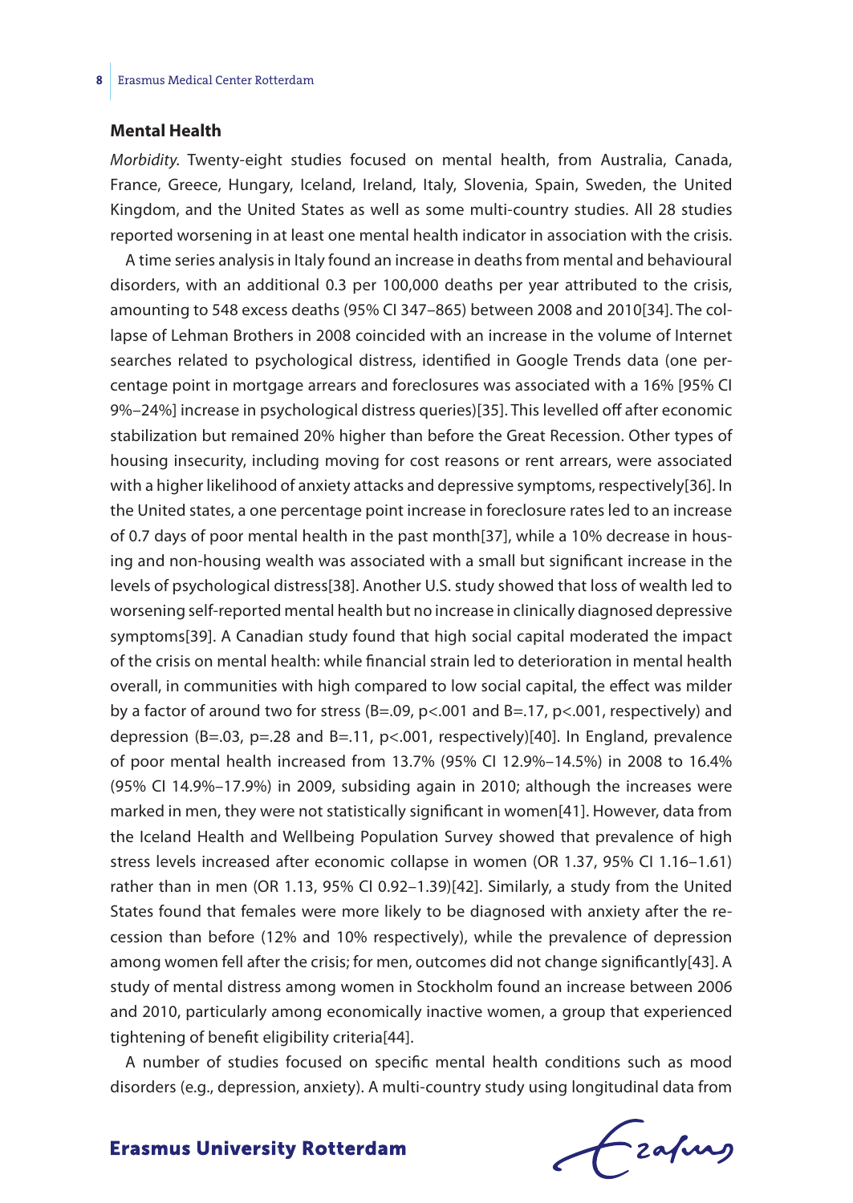### Mental Health

*Morbidity.* Twenty-eight studies focused on mental health, from Australia, Canada, France, Greece, Hungary, Iceland, Ireland, Italy, Slovenia, Spain, Sweden, the United Kingdom, and the United States as well as some multi-country studies. All 28 studies reported worsening in at least one mental health indicator in association with the crisis.

A time series analysis in Italy found an increase in deaths from mental and behavioural disorders, with an additional 0.3 per 100,000 deaths per year attributed to the crisis, amounting to 548 excess deaths (95% CI 347–865) between 2008 and 2010[34]. The collapse of Lehman Brothers in 2008 coincided with an increase in the volume of Internet searches related to psychological distress, identified in Google Trends data (one percentage point in mortgage arrears and foreclosures was associated with a 16% [95% CI 9%–24%] increase in psychological distress queries)[35]. This levelled off after economic stabilization but remained 20% higher than before the Great Recession. Other types of housing insecurity, including moving for cost reasons or rent arrears, were associated with a higher likelihood of anxiety attacks and depressive symptoms, respectively[36]. In the United states, a one percentage point increase in foreclosure rates led to an increase of 0.7 days of poor mental health in the past month[37], while a 10% decrease in housing and non-housing wealth was associated with a small but significant increase in the levels of psychological distress[38]. Another U.S. study showed that loss of wealth led to worsening self-reported mental health but no increase in clinically diagnosed depressive symptoms[39]. A Canadian study found that high social capital moderated the impact of the crisis on mental health: while financial strain led to deterioration in mental health overall, in communities with high compared to low social capital, the effect was milder by a factor of around two for stress (B=.09, $p<.001$ and B=.17, $p<.001$, respectively) and depression (B=.03, $p=.28$ and B=.11, $p<.001$, respectively)[40]. In England, prevalence of poor mental health increased from 13.7% (95% CI 12.9%–14.5%) in 2008 to 16.4% (95% CI 14.9%–17.9%) in 2009, subsiding again in 2010; although the increases were marked in men, they were not statistically significant in women[41]. However, data from the Iceland Health and Wellbeing Population Survey showed that prevalence of high stress levels increased after economic collapse in women (OR 1.37, 95% CI 1.16–1.61) rather than in men (OR 1.13, 95% CI 0.92–1.39)[42]. Similarly, a study from the United States found that females were more likely to be diagnosed with anxiety after the recession than before (12% and 10% respectively), while the prevalence of depression among women fell after the crisis; for men, outcomes did not change significantly[43]. A study of mental distress among women in Stockholm found an increase between 2006 and 2010, particularly among economically inactive women, a group that experienced tightening of benefit eligibility criteria[44].

A number of studies focused on specific mental health conditions such as mood disorders (e.g., depression, anxiety). A multi-country study using longitudinal data from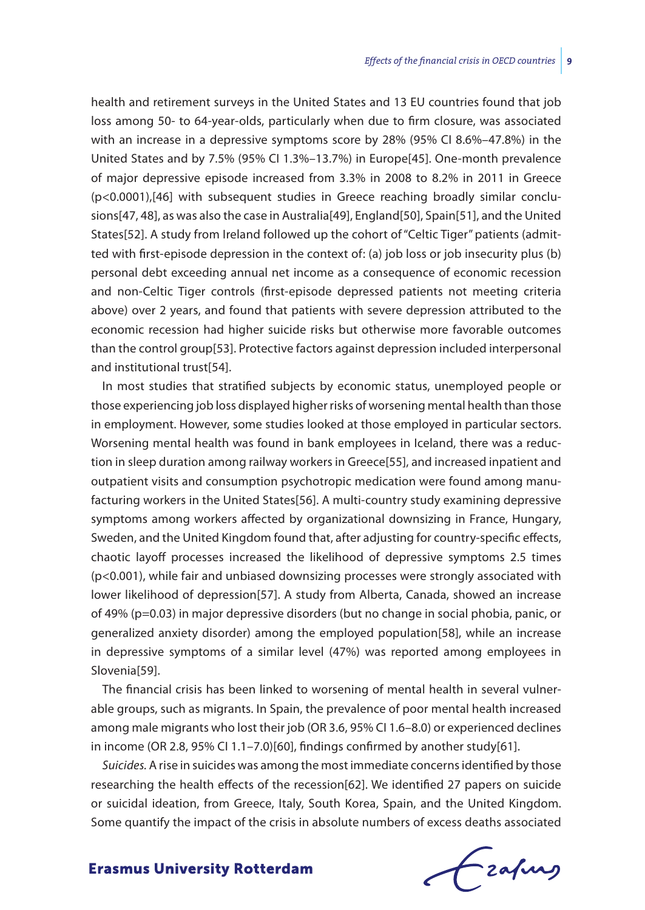health and retirement surveys in the United States and 13 EU countries found that job loss among 50- to 64-year-olds, particularly when due to firm closure, was associated with an increase in a depressive symptoms score by 28% (95% CI 8.6%–47.8%) in the United States and by 7.5% (95% CI 1.3%–13.7%) in Europe[45]. One-month prevalence of major depressive episode increased from 3.3% in 2008 to 8.2% in 2011 in Greece ($p<0.0001$),[46] with subsequent studies in Greece reaching broadly similar conclusions[47, 48], as was also the case in Australia[49], England[50], Spain[51], and the United States[52]. A study from Ireland followed up the cohort of "Celtic Tiger" patients (admitted with first-episode depression in the context of: (a) job loss or job insecurity plus (b) personal debt exceeding annual net income as a consequence of economic recession and non-Celtic Tiger controls (first-episode depressed patients not meeting criteria above) over 2 years, and found that patients with severe depression attributed to the economic recession had higher suicide risks but otherwise more favorable outcomes than the control group[53]. Protective factors against depression included interpersonal and institutional trust[54].

In most studies that stratified subjects by economic status, unemployed people or those experiencing job loss displayed higher risks of worsening mental health than those in employment. However, some studies looked at those employed in particular sectors. Worsening mental health was found in bank employees in Iceland, there was a reduction in sleep duration among railway workers in Greece[55], and increased inpatient and outpatient visits and consumption psychotropic medication were found among manufacturing workers in the United States[56]. A multi-country study examining depressive symptoms among workers affected by organizational downsizing in France, Hungary, Sweden, and the United Kingdom found that, after adjusting for country-specific effects, chaotic layoff processes increased the likelihood of depressive symptoms 2.5 times ($p<0.001$), while fair and unbiased downsizing processes were strongly associated with lower likelihood of depression[57]. A study from Alberta, Canada, showed an increase of 49% ($p=0.03$) in major depressive disorders (but no change in social phobia, panic, or generalized anxiety disorder) among the employed population[58], while an increase in depressive symptoms of a similar level (47%) was reported among employees in Slovenia[59].

The financial crisis has been linked to worsening of mental health in several vulnerable groups, such as migrants. In Spain, the prevalence of poor mental health increased among male migrants who lost their job (OR 3.6, 95% CI 1.6–8.0) or experienced declines in income (OR 2.8, 95% CI 1.1–7.0)[60], findings confirmed by another study[61].

*Suicides.* A rise in suicides was among the most immediate concerns identified by those researching the health effects of the recession[62]. We identified 27 papers on suicide or suicidal ideation, from Greece, Italy, South Korea, Spain, and the United Kingdom. Some quantify the impact of the crisis in absolute numbers of excess deaths associated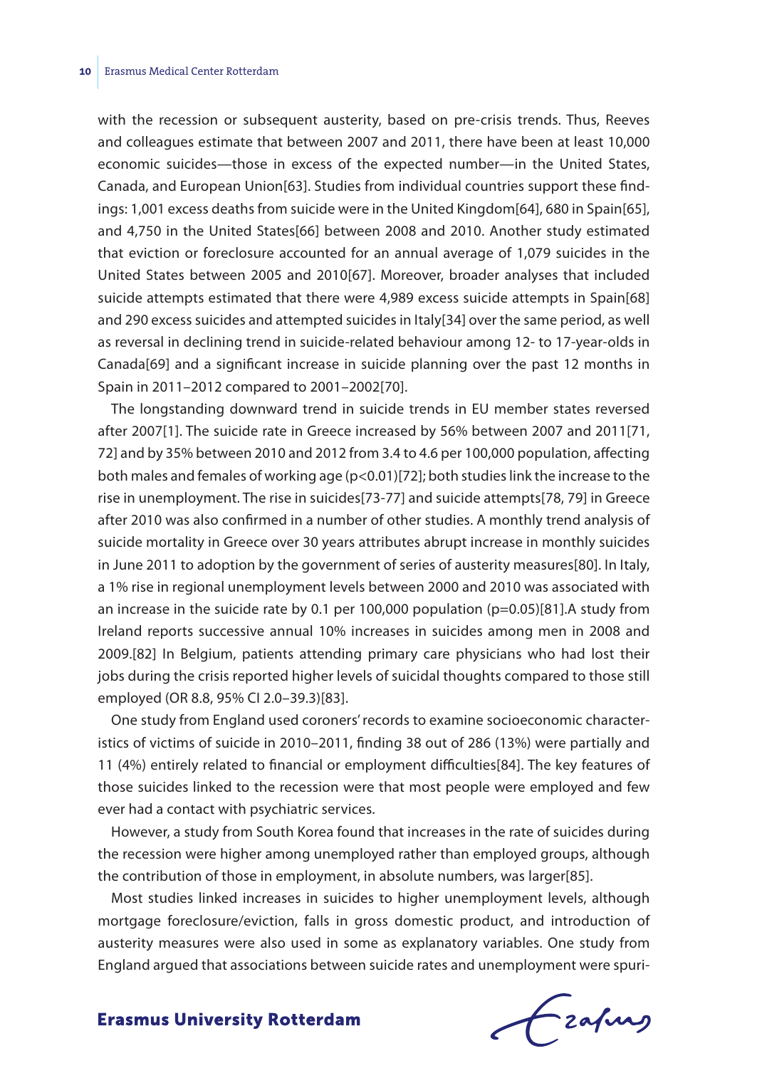with the recession or subsequent austerity, based on pre-crisis trends. Thus, Reeves and colleagues estimate that between 2007 and 2011, there have been at least 10,000 economic suicides—those in excess of the expected number—in the United States, Canada, and European Union[63]. Studies from individual countries support these findings: 1,001 excess deaths from suicide were in the United Kingdom[64], 680 in Spain[65], and 4,750 in the United States[66] between 2008 and 2010. Another study estimated that eviction or foreclosure accounted for an annual average of 1,079 suicides in the United States between 2005 and 2010[67]. Moreover, broader analyses that included suicide attempts estimated that there were 4,989 excess suicide attempts in Spain[68] and 290 excess suicides and attempted suicides in Italy[34] over the same period, as well as reversal in declining trend in suicide-related behaviour among 12- to 17-year-olds in Canada[69] and a significant increase in suicide planning over the past 12 months in Spain in 2011–2012 compared to 2001–2002[70].

The longstanding downward trend in suicide trends in EU member states reversed after 2007[1]. The suicide rate in Greece increased by 56% between 2007 and 2011[71, 72] and by 35% between 2010 and 2012 from 3.4 to 4.6 per 100,000 population, affecting both males and females of working age ($p<0.01$)[72]; both studies link the increase to the rise in unemployment. The rise in suicides[73-77] and suicide attempts[78, 79] in Greece after 2010 was also confirmed in a number of other studies. A monthly trend analysis of suicide mortality in Greece over 30 years attributes abrupt increase in monthly suicides in June 2011 to adoption by the government of series of austerity measures[80]. In Italy, a 1% rise in regional unemployment levels between 2000 and 2010 was associated with an increase in the suicide rate by 0.1 per 100,000 population ($p=0.05$)[81].A study from Ireland reports successive annual 10% increases in suicides among men in 2008 and 2009.[82] In Belgium, patients attending primary care physicians who had lost their jobs during the crisis reported higher levels of suicidal thoughts compared to those still employed (OR 8.8, 95% CI 2.0–39.3)[83].

One study from England used coroners' records to examine socioeconomic characteristics of victims of suicide in 2010–2011, finding 38 out of 286 (13%) were partially and 11 (4%) entirely related to financial or employment difficulties[84]. The key features of those suicides linked to the recession were that most people were employed and few ever had a contact with psychiatric services.

However, a study from South Korea found that increases in the rate of suicides during the recession were higher among unemployed rather than employed groups, although the contribution of those in employment, in absolute numbers, was larger[85].

Most studies linked increases in suicides to higher unemployment levels, although mortgage foreclosure/eviction, falls in gross domestic product, and introduction of austerity measures were also used in some as explanatory variables. One study from England argued that associations between suicide rates and unemployment were spuri-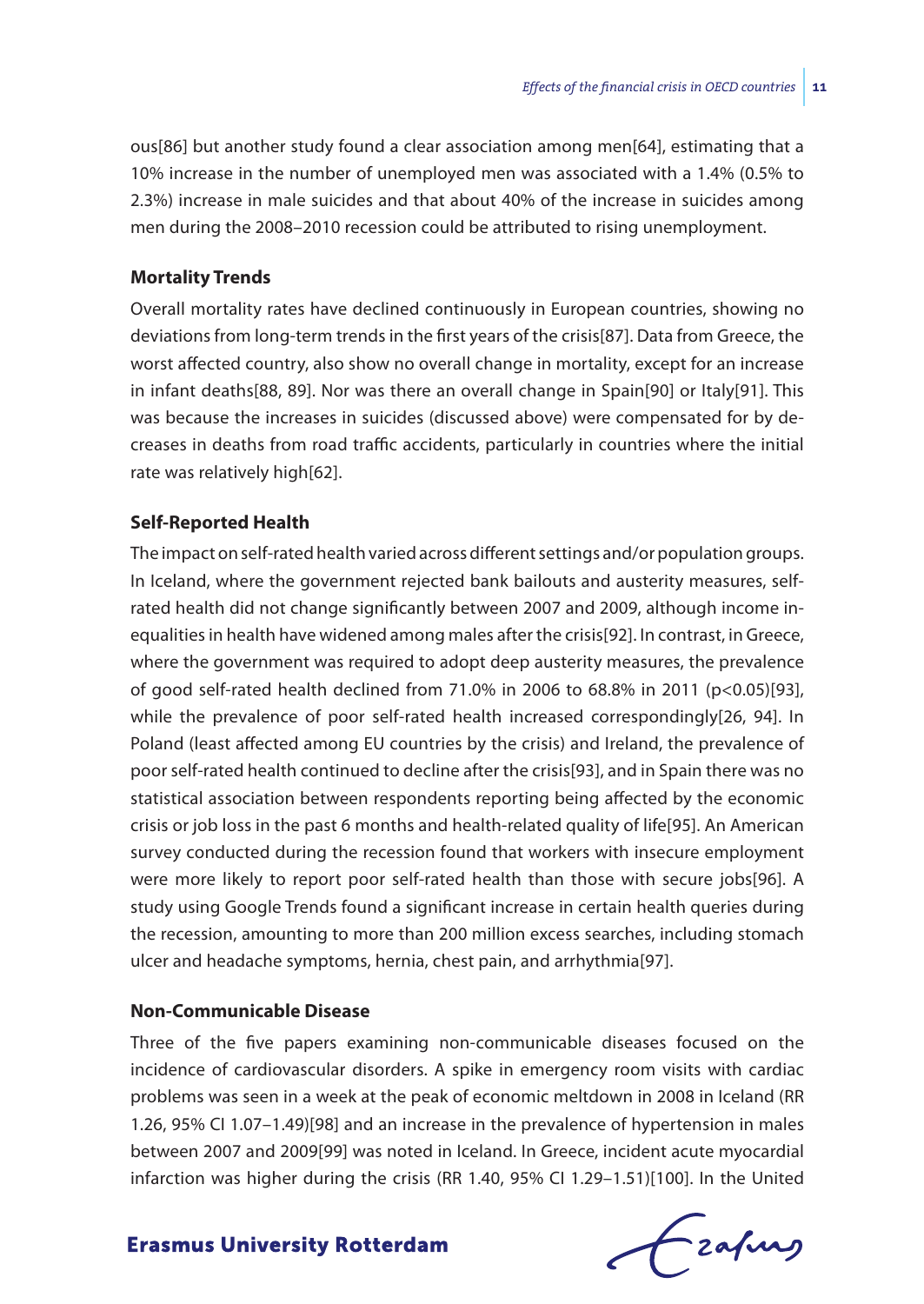ous[86] but another study found a clear association among men[64], estimating that a 10% increase in the number of unemployed men was associated with a 1.4% (0.5% to 2.3%) increase in male suicides and that about 40% of the increase in suicides among men during the 2008–2010 recession could be attributed to rising unemployment.

### Mortality Trends

Overall mortality rates have declined continuously in European countries, showing no deviations from long-term trends in the first years of the crisis[87]. Data from Greece, the worst affected country, also show no overall change in mortality, except for an increase in infant deaths[88, 89]. Nor was there an overall change in Spain[90] or Italy[91]. This was because the increases in suicides (discussed above) were compensated for by decreases in deaths from road traffic accidents, particularly in countries where the initial rate was relatively high[62].

### Self-Reported Health

The impact on self-rated health varied across different settings and/or population groups. In Iceland, where the government rejected bank bailouts and austerity measures, self-rated health did not change significantly between 2007 and 2009, although income inequalities in health have widened among males after the crisis[92]. In contrast, in Greece, where the government was required to adopt deep austerity measures, the prevalence of good self-rated health declined from 71.0% in 2006 to 68.8% in 2011 ($p<0.05$)[93], while the prevalence of poor self-rated health increased correspondingly[26, 94]. In Poland (least affected among EU countries by the crisis) and Ireland, the prevalence of poor self-rated health continued to decline after the crisis[93], and in Spain there was no statistical association between respondents reporting being affected by the economic crisis or job loss in the past 6 months and health-related quality of life[95]. An American survey conducted during the recession found that workers with insecure employment were more likely to report poor self-rated health than those with secure jobs[96]. A study using Google Trends found a significant increase in certain health queries during the recession, amounting to more than 200 million excess searches, including stomach ulcer and headache symptoms, hernia, chest pain, and arrhythmia[97].

### Non-Communicable Disease

Three of the five papers examining non-communicable diseases focused on the incidence of cardiovascular disorders. A spike in emergency room visits with cardiac problems was seen in a week at the peak of economic meltdown in 2008 in Iceland (RR 1.26, 95% CI 1.07–1.49)[98] and an increase in the prevalence of hypertension in males between 2007 and 2009[99] was noted in Iceland. In Greece, incident acute myocardial infarction was higher during the crisis (RR 1.40, 95% CI 1.29–1.51)[100]. In the United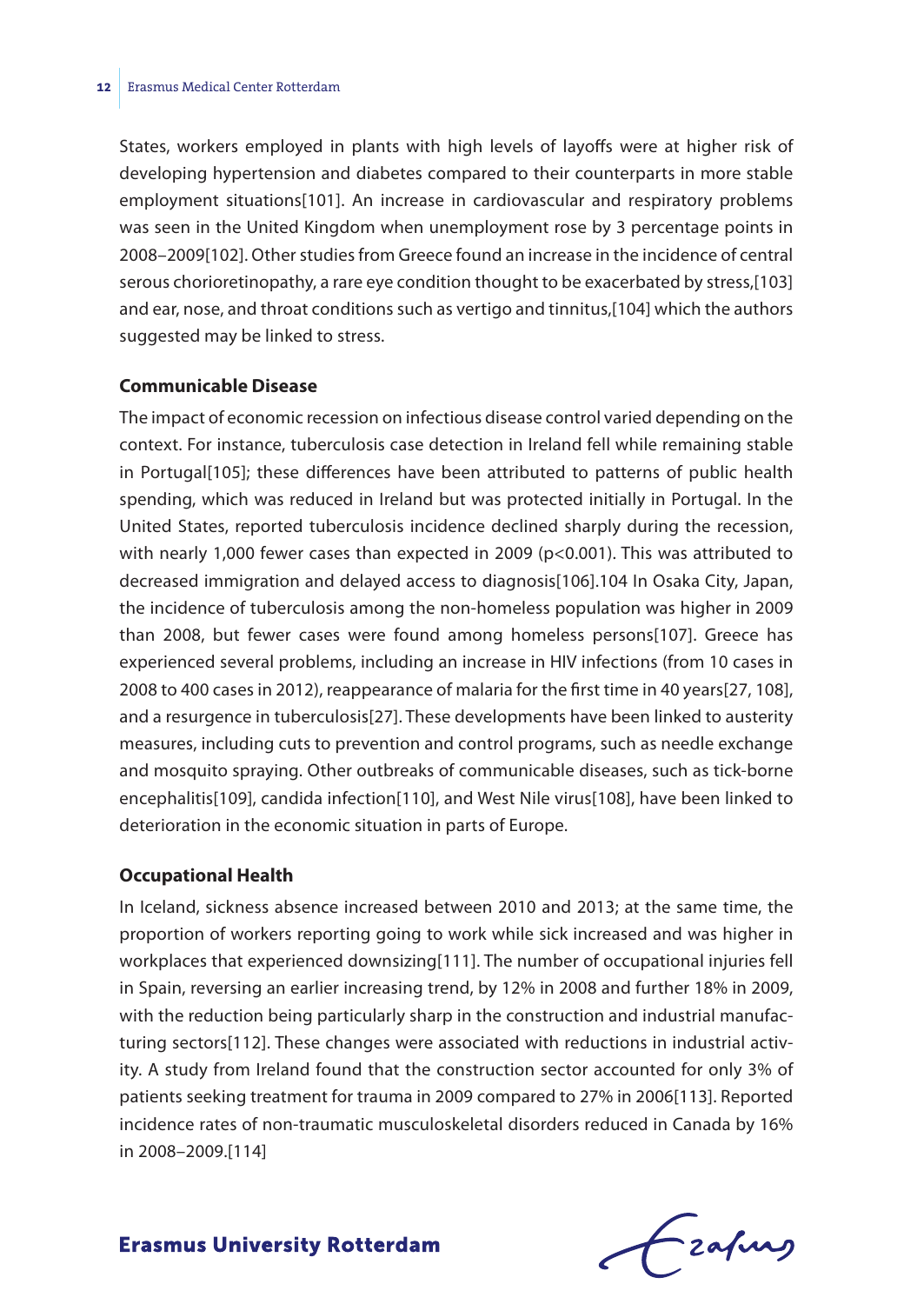States, workers employed in plants with high levels of layoffs were at higher risk of developing hypertension and diabetes compared to their counterparts in more stable employment situations[101]. An increase in cardiovascular and respiratory problems was seen in the United Kingdom when unemployment rose by 3 percentage points in 2008–2009[102]. Other studies from Greece found an increase in the incidence of central serous chorioretinopathy, a rare eye condition thought to be exacerbated by stress,[103] and ear, nose, and throat conditions such as vertigo and tinnitus,[104] which the authors suggested may be linked to stress.

**Communicable Disease**

The impact of economic recession on infectious disease control varied depending on the context. For instance, tuberculosis case detection in Ireland fell while remaining stable in Portugal[105]; these differences have been attributed to patterns of public health spending, which was reduced in Ireland but was protected initially in Portugal. In the United States, reported tuberculosis incidence declined sharply during the recession, with nearly 1,000 fewer cases than expected in 2009 ($p<0.001$). This was attributed to decreased immigration and delayed access to diagnosis[106].104 In Osaka City, Japan, the incidence of tuberculosis among the non-homeless population was higher in 2009 than 2008, but fewer cases were found among homeless persons[107]. Greece has experienced several problems, including an increase in HIV infections (from 10 cases in 2008 to 400 cases in 2012), reappearance of malaria for the first time in 40 years[27, 108], and a resurgence in tuberculosis[27]. These developments have been linked to austerity measures, including cuts to prevention and control programs, such as needle exchange and mosquito spraying. Other outbreaks of communicable diseases, such as tick-borne encephalitis[109], candida infection[110], and West Nile virus[108], have been linked to deterioration in the economic situation in parts of Europe.

**Occupational Health**

In Iceland, sickness absence increased between 2010 and 2013; at the same time, the proportion of workers reporting going to work while sick increased and was higher in workplaces that experienced downsizing[111]. The number of occupational injuries fell in Spain, reversing an earlier increasing trend, by 12% in 2008 and further 18% in 2009, with the reduction being particularly sharp in the construction and industrial manufacturing sectors[112]. These changes were associated with reductions in industrial activity. A study from Ireland found that the construction sector accounted for only 3% of patients seeking treatment for trauma in 2009 compared to 27% in 2006[113]. Reported incidence rates of non-traumatic musculoskeletal disorders reduced in Canada by 16% in 2008–2009.[114]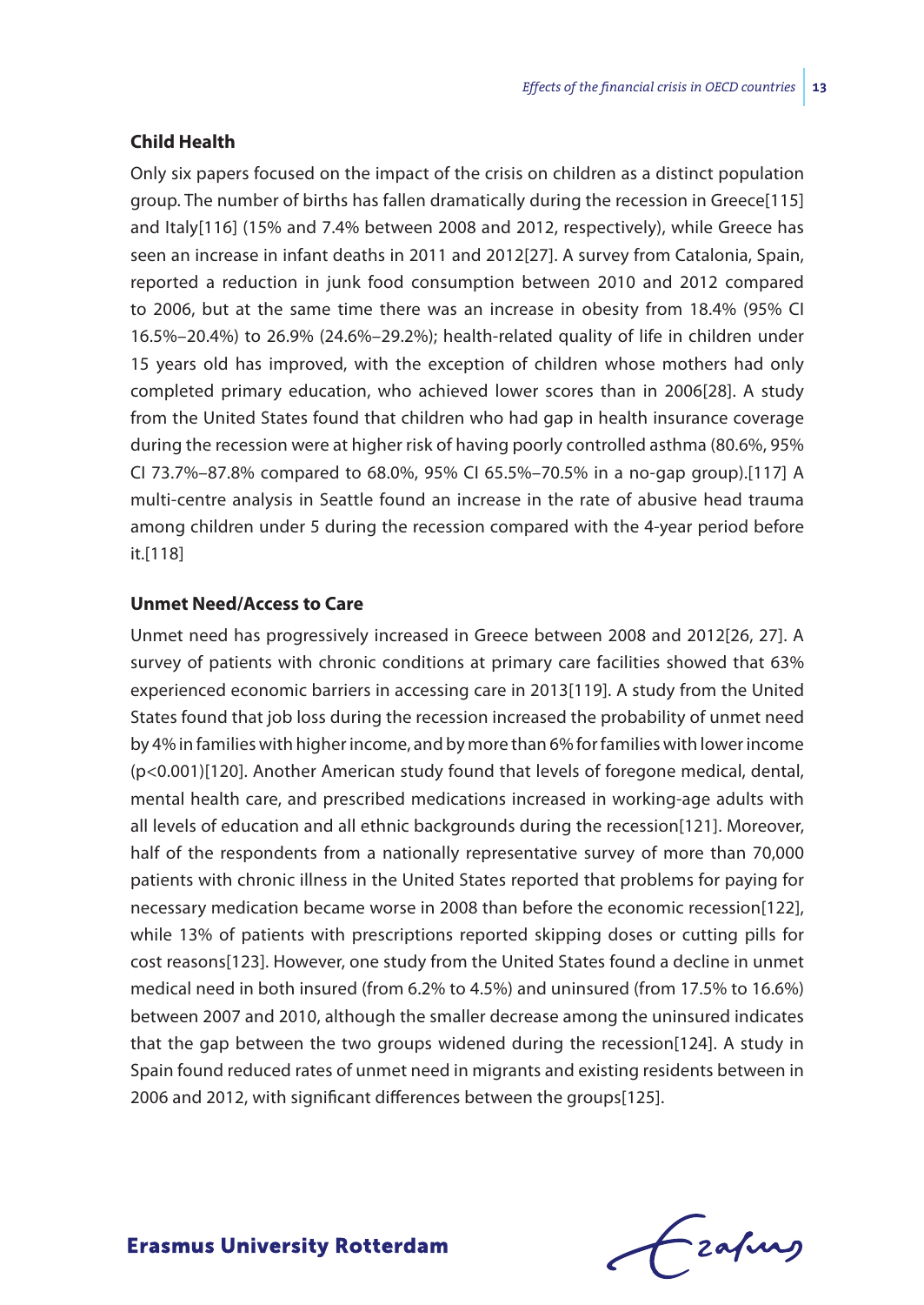### Child Health

Only six papers focused on the impact of the crisis on children as a distinct population group. The number of births has fallen dramatically during the recession in Greece[115] and Italy[116] (15% and 7.4% between 2008 and 2012, respectively), while Greece has seen an increase in infant deaths in 2011 and 2012[27]. A survey from Catalonia, Spain, reported a reduction in junk food consumption between 2010 and 2012 compared to 2006, but at the same time there was an increase in obesity from 18.4% (95% CI 16.5%–20.4%) to 26.9% (24.6%–29.2%); health-related quality of life in children under 15 years old has improved, with the exception of children whose mothers had only completed primary education, who achieved lower scores than in 2006[28]. A study from the United States found that children who had gap in health insurance coverage during the recession were at higher risk of having poorly controlled asthma (80.6%, 95% CI 73.7%–87.8% compared to 68.0%, 95% CI 65.5%–70.5% in a no-gap group).[117] A multi-centre analysis in Seattle found an increase in the rate of abusive head trauma among children under 5 during the recession compared with the 4-year period before it.[118]

### Unmet Need/Access to Care

Unmet need has progressively increased in Greece between 2008 and 2012[26, 27]. A survey of patients with chronic conditions at primary care facilities showed that 63% experienced economic barriers in accessing care in 2013[119]. A study from the United States found that job loss during the recession increased the probability of unmet need by 4% in families with higher income, and by more than 6% for families with lower income ($p<0.001$)[120]. Another American study found that levels of foregone medical, dental, mental health care, and prescribed medications increased in working-age adults with all levels of education and all ethnic backgrounds during the recession[121]. Moreover, half of the respondents from a nationally representative survey of more than 70,000 patients with chronic illness in the United States reported that problems for paying for necessary medication became worse in 2008 than before the economic recession[122], while 13% of patients with prescriptions reported skipping doses or cutting pills for cost reasons[123]. However, one study from the United States found a decline in unmet medical need in both insured (from 6.2% to 4.5%) and uninsured (from 17.5% to 16.6%) between 2007 and 2010, although the smaller decrease among the uninsured indicates that the gap between the two groups widened during the recession[124]. A study in Spain found reduced rates of unmet need in migrants and existing residents between in 2006 and 2012, with significant differences between the groups[125].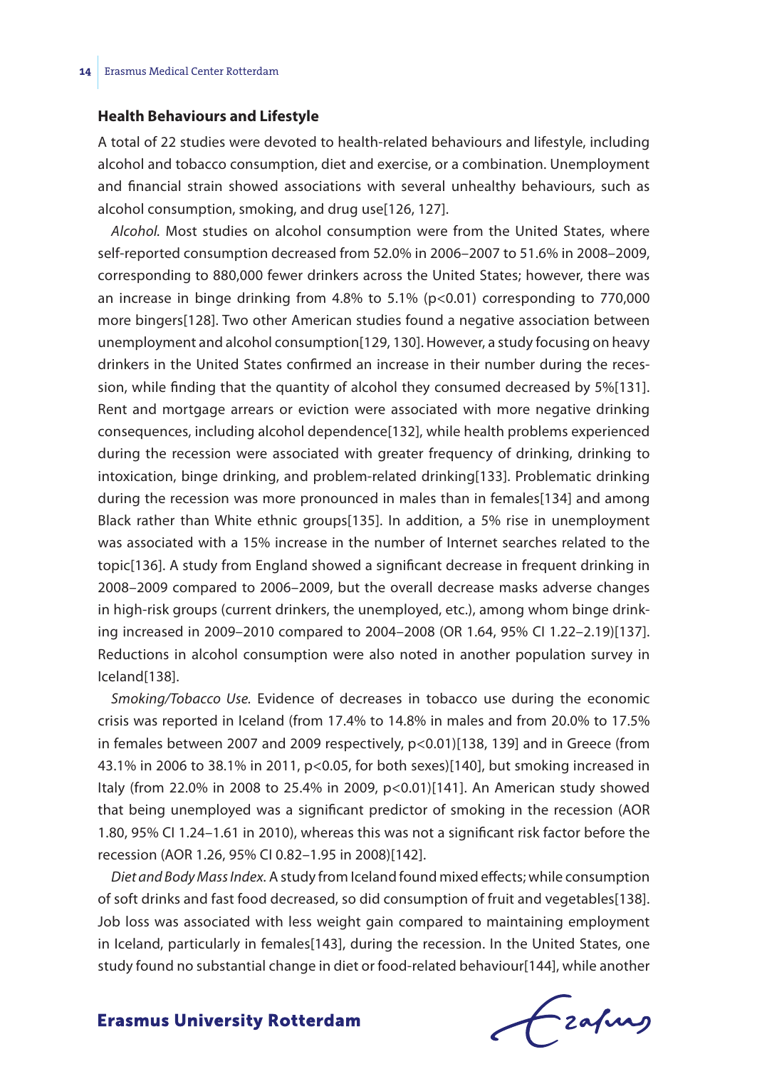### Health Behaviours and Lifestyle

A total of 22 studies were devoted to health-related behaviours and lifestyle, including alcohol and tobacco consumption, diet and exercise, or a combination. Unemployment and financial strain showed associations with several unhealthy behaviours, such as alcohol consumption, smoking, and drug use[126, 127].

*Alcohol.* Most studies on alcohol consumption were from the United States, where self-reported consumption decreased from 52.0% in 2006–2007 to 51.6% in 2008–2009, corresponding to 880,000 fewer drinkers across the United States; however, there was an increase in binge drinking from 4.8% to 5.1% ($p<0.01$) corresponding to 770,000 more bingers[128]. Two other American studies found a negative association between unemployment and alcohol consumption[129, 130]. However, a study focusing on heavy drinkers in the United States confirmed an increase in their number during the recession, while finding that the quantity of alcohol they consumed decreased by 5%[131]. Rent and mortgage arrears or eviction were associated with more negative drinking consequences, including alcohol dependence[132], while health problems experienced during the recession were associated with greater frequency of drinking, drinking to intoxication, binge drinking, and problem-related drinking[133]. Problematic drinking during the recession was more pronounced in males than in females[134] and among Black rather than White ethnic groups[135]. In addition, a 5% rise in unemployment was associated with a 15% increase in the number of Internet searches related to the topic[136]. A study from England showed a significant decrease in frequent drinking in 2008–2009 compared to 2006–2009, but the overall decrease masks adverse changes in high-risk groups (current drinkers, the unemployed, etc.), among whom binge drinking increased in 2009–2010 compared to 2004–2008 (OR 1.64, 95% CI 1.22–2.19)[137]. Reductions in alcohol consumption were also noted in another population survey in Iceland[138].

*Smoking/Tobacco Use.* Evidence of decreases in tobacco use during the economic crisis was reported in Iceland (from 17.4% to 14.8% in males and from 20.0% to 17.5% in females between 2007 and 2009 respectively, $p<0.01$)[138, 139] and in Greece (from 43.1% in 2006 to 38.1% in 2011, $p<0.05$, for both sexes)[140], but smoking increased in Italy (from 22.0% in 2008 to 25.4% in 2009, $p<0.01$)[141]. An American study showed that being unemployed was a significant predictor of smoking in the recession (AOR 1.80, 95% CI 1.24–1.61 in 2010), whereas this was not a significant risk factor before the recession (AOR 1.26, 95% CI 0.82–1.95 in 2008)[142].

*Diet and Body Mass Index.* A study from Iceland found mixed effects; while consumption of soft drinks and fast food decreased, so did consumption of fruit and vegetables[138]. Job loss was associated with less weight gain compared to maintaining employment in Iceland, particularly in females[143], during the recession. In the United States, one study found no substantial change in diet or food-related behaviour[144], while another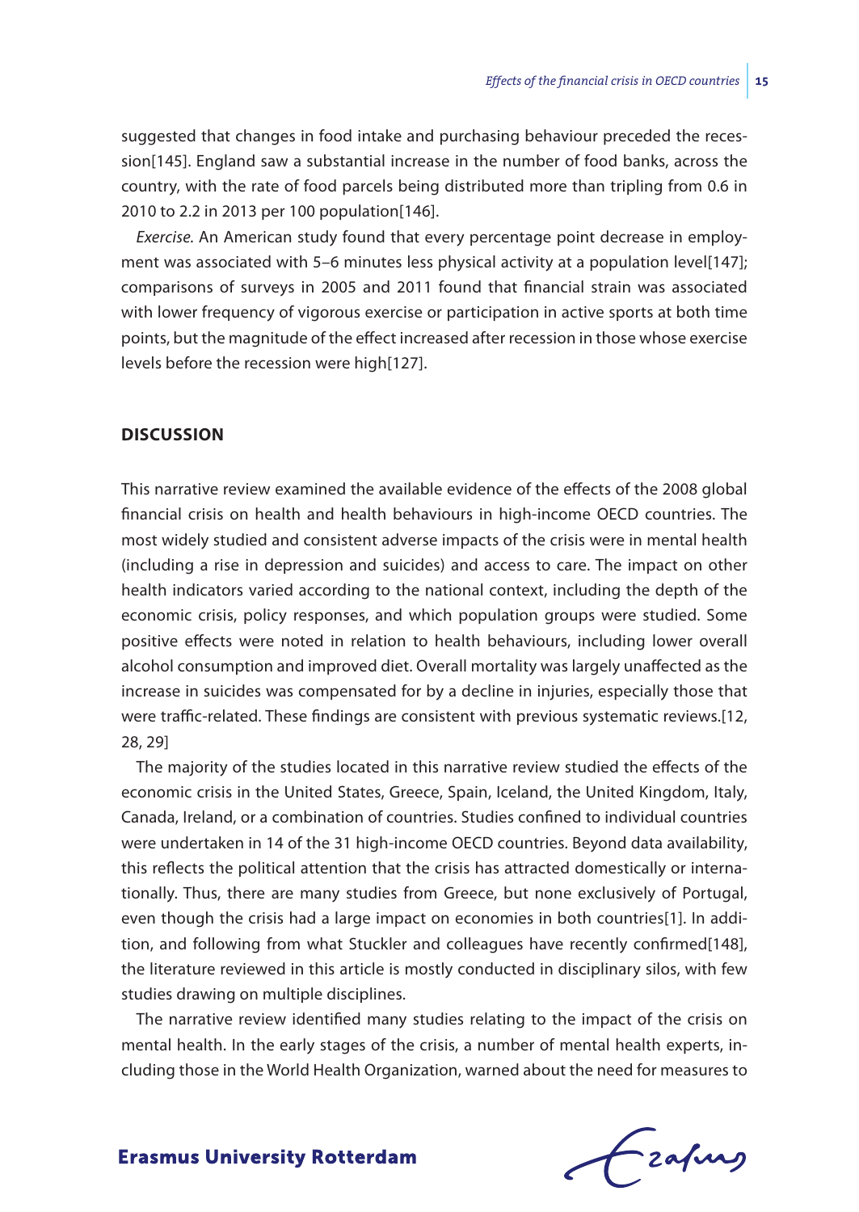suggested that changes in food intake and purchasing behaviour preceded the recession[145]. England saw a substantial increase in the number of food banks, across the country, with the rate of food parcels being distributed more than tripling from 0.6 in 2010 to 2.2 in 2013 per 100 population[146].

*Exercise.* An American study found that every percentage point decrease in employment was associated with 5–6 minutes less physical activity at a population level[147]; comparisons of surveys in 2005 and 2011 found that financial strain was associated with lower frequency of vigorous exercise or participation in active sports at both time points, but the magnitude of the effect increased after recession in those whose exercise levels before the recession were high[127].

## DISCUSSION

This narrative review examined the available evidence of the effects of the 2008 global financial crisis on health and health behaviours in high-income OECD countries. The most widely studied and consistent adverse impacts of the crisis were in mental health (including a rise in depression and suicides) and access to care. The impact on other health indicators varied according to the national context, including the depth of the economic crisis, policy responses, and which population groups were studied. Some positive effects were noted in relation to health behaviours, including lower overall alcohol consumption and improved diet. Overall mortality was largely unaffected as the increase in suicides was compensated for by a decline in injuries, especially those that were traffic-related. These findings are consistent with previous systematic reviews.[12, 28, 29]

The majority of the studies located in this narrative review studied the effects of the economic crisis in the United States, Greece, Spain, Iceland, the United Kingdom, Italy, Canada, Ireland, or a combination of countries. Studies confined to individual countries were undertaken in 14 of the 31 high-income OECD countries. Beyond data availability, this reflects the political attention that the crisis has attracted domestically or internationally. Thus, there are many studies from Greece, but none exclusively of Portugal, even though the crisis had a large impact on economies in both countries[1]. In addition, and following from what Stuckler and colleagues have recently confirmed[148], the literature reviewed in this article is mostly conducted in disciplinary silos, with few studies drawing on multiple disciplines.

The narrative review identified many studies relating to the impact of the crisis on mental health. In the early stages of the crisis, a number of mental health experts, including those in the World Health Organization, warned about the need for measures to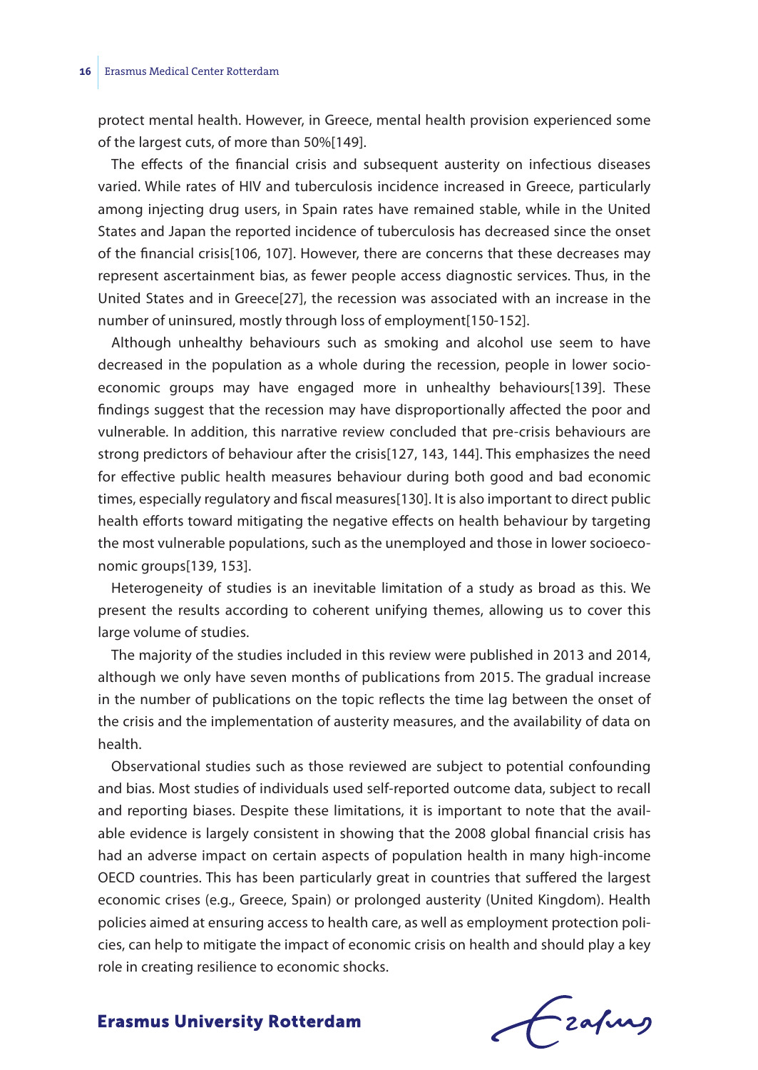protect mental health. However, in Greece, mental health provision experienced some of the largest cuts, of more than 50%[149].

The effects of the financial crisis and subsequent austerity on infectious diseases varied. While rates of HIV and tuberculosis incidence increased in Greece, particularly among injecting drug users, in Spain rates have remained stable, while in the United States and Japan the reported incidence of tuberculosis has decreased since the onset of the financial crisis[106, 107]. However, there are concerns that these decreases may represent ascertainment bias, as fewer people access diagnostic services. Thus, in the United States and in Greece[27], the recession was associated with an increase in the number of uninsured, mostly through loss of employment[150-152].

Although unhealthy behaviours such as smoking and alcohol use seem to have decreased in the population as a whole during the recession, people in lower socio-economic groups may have engaged more in unhealthy behaviours[139]. These findings suggest that the recession may have disproportionally affected the poor and vulnerable. In addition, this narrative review concluded that pre-crisis behaviours are strong predictors of behaviour after the crisis[127, 143, 144]. This emphasizes the need for effective public health measures behaviour during both good and bad economic times, especially regulatory and fiscal measures[130]. It is also important to direct public health efforts toward mitigating the negative effects on health behaviour by targeting the most vulnerable populations, such as the unemployed and those in lower socioeconomic groups[139, 153].

Heterogeneity of studies is an inevitable limitation of a study as broad as this. We present the results according to coherent unifying themes, allowing us to cover this large volume of studies.

The majority of the studies included in this review were published in 2013 and 2014, although we only have seven months of publications from 2015. The gradual increase in the number of publications on the topic reflects the time lag between the onset of the crisis and the implementation of austerity measures, and the availability of data on health.

Observational studies such as those reviewed are subject to potential confounding and bias. Most studies of individuals used self-reported outcome data, subject to recall and reporting biases. Despite these limitations, it is important to note that the available evidence is largely consistent in showing that the 2008 global financial crisis has had an adverse impact on certain aspects of population health in many high-income OECD countries. This has been particularly great in countries that suffered the largest economic crises (e.g., Greece, Spain) or prolonged austerity (United Kingdom). Health policies aimed at ensuring access to health care, as well as employment protection policies, can help to mitigate the impact of economic crisis on health and should play a key role in creating resilience to economic shocks.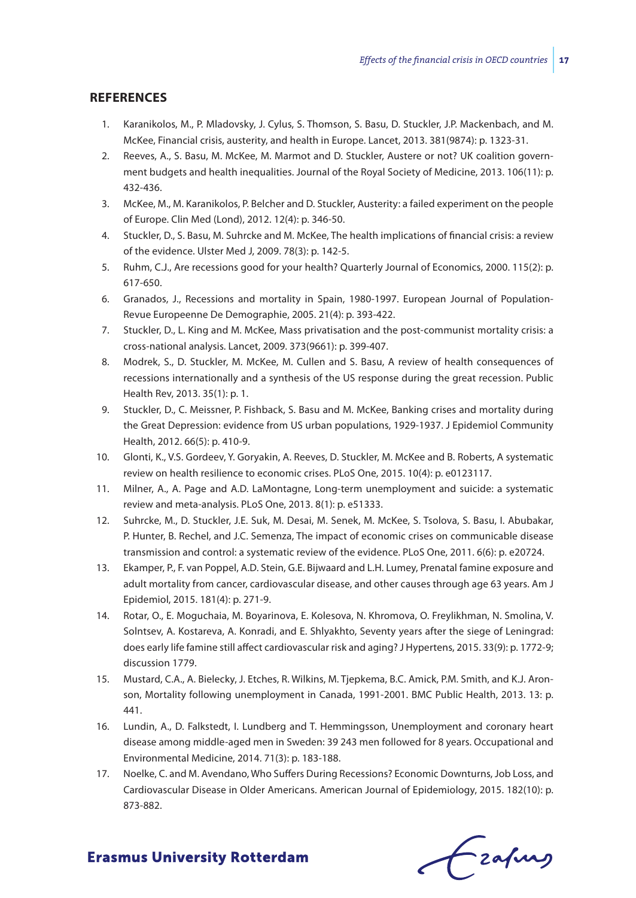## REFERENCES

1. Karanikolos, M., P. Mladovsky, J. Cylus, S. Thomson, S. Basu, D. Stuckler, J.P. Mackenbach, and M. McKee, Financial crisis, austerity, and health in Europe. Lancet, 2013. 381(9874): p. 1323-31.
2. Reeves, A., S. Basu, M. McKee, M. Marmot and D. Stuckler, Austere or not? UK coalition government budgets and health inequalities. Journal of the Royal Society of Medicine, 2013. 106(11): p. 432-436.
3. McKee, M., M. Karanikolos, P. Belcher and D. Stuckler, Austerity: a failed experiment on the people of Europe. Clin Med (Lond), 2012. 12(4): p. 346-50.
4. Stuckler, D., S. Basu, M. Suhrcke and M. McKee, The health implications of financial crisis: a review of the evidence. Ulster Med J, 2009. 78(3): p. 142-5.
5. Ruhm, C.J., Are recessions good for your health? Quarterly Journal of Economics, 2000. 115(2): p. 617-650.
6. Granados, J., Recessions and mortality in Spain, 1980-1997. European Journal of Population-Revue Europeenne De Demographie, 2005. 21(4): p. 393-422.
7. Stuckler, D., L. King and M. McKee, Mass privatisation and the post-communist mortality crisis: a cross-national analysis. Lancet, 2009. 373(9661): p. 399-407.
8. Modrek, S., D. Stuckler, M. McKee, M. Cullen and S. Basu, A review of health consequences of recessions internationally and a synthesis of the US response during the great recession. Public Health Rev, 2013. 35(1): p. 1.
9. Stuckler, D., C. Meissner, P. Fishback, S. Basu and M. McKee, Banking crises and mortality during the Great Depression: evidence from US urban populations, 1929-1937. J Epidemiol Community Health, 2012. 66(5): p. 410-9.
10. Glonti, K., V.S. Gordeev, Y. Goryakin, A. Reeves, D. Stuckler, M. McKee and B. Roberts, A systematic review on health resilience to economic crises. PLoS One, 2015. 10(4): p. e0123117.
11. Milner, A., A. Page and A.D. LaMontagne, Long-term unemployment and suicide: a systematic review and meta-analysis. PLoS One, 2013. 8(1): p. e51333.
12. Suhrcke, M., D. Stuckler, J.E. Suk, M. Desai, M. Senek, M. McKee, S. Tsolova, S. Basu, I. Abubakar, P. Hunter, B. Rechel, and J.C. Semenza, The impact of economic crises on communicable disease transmission and control: a systematic review of the evidence. PLoS One, 2011. 6(6): p. e20724.
13. Ekamper, P., F. van Poppel, A.D. Stein, G.E. Bijwaard and L.H. Lumey, Prenatal famine exposure and adult mortality from cancer, cardiovascular disease, and other causes through age 63 years. Am J Epidemiol, 2015. 181(4): p. 271-9.
14. Rotar, O., E. Moguchaia, M. Boyarinova, E. Kolesova, N. Khromova, O. Freylikhman, N. Smolina, V. Solntsev, A. Kostareva, A. Konradi, and E. Shlyakhto, Seventy years after the siege of Leningrad: does early life famine still affect cardiovascular risk and aging? J Hypertens, 2015. 33(9): p. 1772-9; discussion 1779.
15. Mustard, C.A., A. Bielecky, J. Etches, R. Wilkins, M. Tjepkema, B.C. Amick, P.M. Smith, and K.J. Aronson, Mortality following unemployment in Canada, 1991-2001. BMC Public Health, 2013. 13: p. 441.
16. Lundin, A., D. Falkstedt, I. Lundberg and T. Hemmingsson, Unemployment and coronary heart disease among middle-aged men in Sweden: 39 243 men followed for 8 years. Occupational and Environmental Medicine, 2014. 71(3): p. 183-188.
17. Noelke, C. and M. Avendano, Who Suffers During Recessions? Economic Downturns, Job Loss, and Cardiovascular Disease in Older Americans. American Journal of Epidemiology, 2015. 182(10): p. 873-882.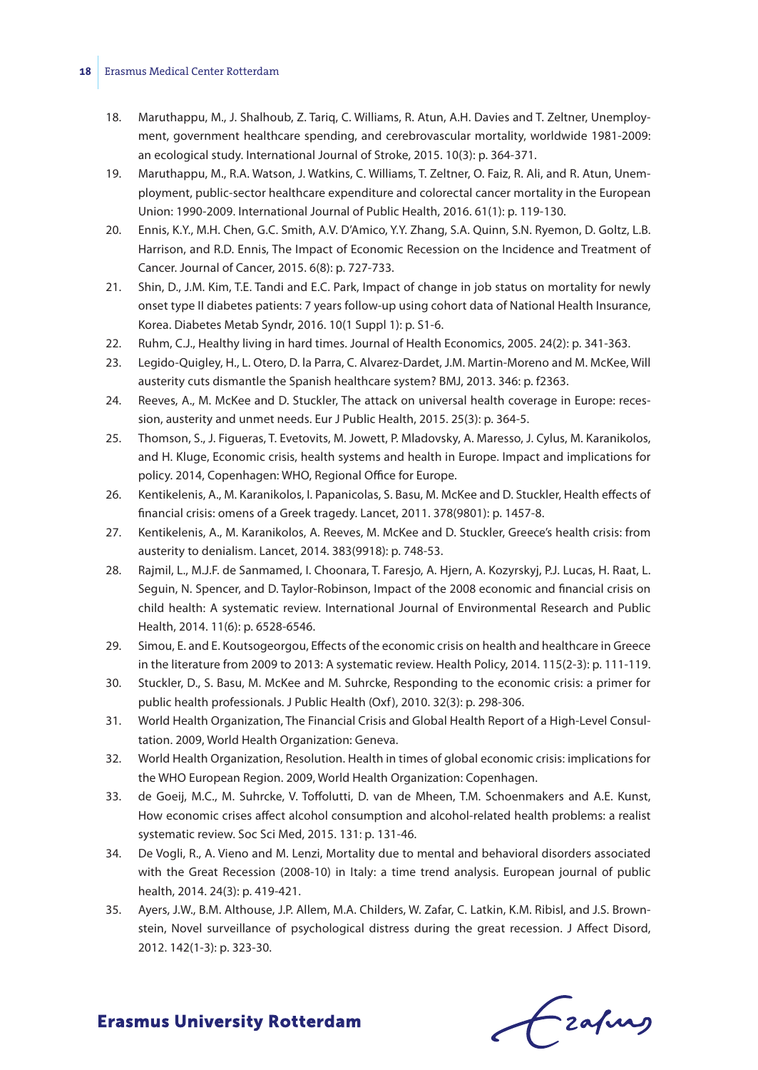18. Maruthappu, M., J. Shalhoub, Z. Tariq, C. Williams, R. Atun, A.H. Davies and T. Zeltner, Unemployment, government healthcare spending, and cerebrovascular mortality, worldwide 1981-2009: an ecological study. International Journal of Stroke, 2015. 10(3): p. 364-371.
19. Maruthappu, M., R.A. Watson, J. Watkins, C. Williams, T. Zeltner, O. Faiz, R. Ali, and R. Atun, Unemployment, public-sector healthcare expenditure and colorectal cancer mortality in the European Union: 1990-2009. International Journal of Public Health, 2016. 61(1): p. 119-130.
20. Ennis, K.Y., M.H. Chen, G.C. Smith, A.V. D'Amico, Y.Y. Zhang, S.A. Quinn, S.N. Ryemon, D. Goltz, L.B. Harrison, and R.D. Ennis, The Impact of Economic Recession on the Incidence and Treatment of Cancer. Journal of Cancer, 2015. 6(8): p. 727-733.
21. Shin, D., J.M. Kim, T.E. Tandi and E.C. Park, Impact of change in job status on mortality for newly onset type II diabetes patients: 7 years follow-up using cohort data of National Health Insurance, Korea. Diabetes Metab Syndr, 2016. 10(1 Suppl 1): p. S1-6.
22. Ruhm, C.J., Healthy living in hard times. Journal of Health Economics, 2005. 24(2): p. 341-363.
23. Legido-Quigley, H., L. Otero, D. la Parra, C. Alvarez-Dardet, J.M. Martin-Moreno and M. McKee, Will austerity cuts dismantle the Spanish healthcare system? BMJ, 2013. 346: p. f2363.
24. Reeves, A., M. McKee and D. Stuckler, The attack on universal health coverage in Europe: recession, austerity and unmet needs. Eur J Public Health, 2015. 25(3): p. 364-5.
25. Thomson, S., J. Figueras, T. Evetovits, M. Jowett, P. Mladovsky, A. Maresso, J. Cylus, M. Karanikolos, and H. Kluge, Economic crisis, health systems and health in Europe. Impact and implications for policy. 2014, Copenhagen: WHO, Regional Office for Europe.
26. Kentikelenis, A., M. Karanikolos, I. Papanicolas, S. Basu, M. McKee and D. Stuckler, Health effects of financial crisis: omens of a Greek tragedy. Lancet, 2011. 378(9801): p. 1457-8.
27. Kentikelenis, A., M. Karanikolos, A. Reeves, M. McKee and D. Stuckler, Greece's health crisis: from austerity to denialism. Lancet, 2014. 383(9918): p. 748-53.
28. Rajmil, L., M.J.F. de Sanmamed, I. Choonara, T. Faresjo, A. Hjern, A. Kozyrskyj, P.J. Lucas, H. Raat, L. Seguin, N. Spencer, and D. Taylor-Robinson, Impact of the 2008 economic and financial crisis on child health: A systematic review. International Journal of Environmental Research and Public Health, 2014. 11(6): p. 6528-6546.
29. Simou, E. and E. Koutsogeorgou, Effects of the economic crisis on health and healthcare in Greece in the literature from 2009 to 2013: A systematic review. Health Policy, 2014. 115(2-3): p. 111-119.
30. Stuckler, D., S. Basu, M. McKee and M. Suhrcke, Responding to the economic crisis: a primer for public health professionals. J Public Health (Oxf), 2010. 32(3): p. 298-306.
31. World Health Organization, The Financial Crisis and Global Health Report of a High-Level Consultation. 2009, World Health Organization: Geneva.
32. World Health Organization, Resolution. Health in times of global economic crisis: implications for the WHO European Region. 2009, World Health Organization: Copenhagen.
33. de Goeij, M.C., M. Suhrcke, V. Toffolutti, D. van de Mheen, T.M. Schoenmakers and A.E. Kunst, How economic crises affect alcohol consumption and alcohol-related health problems: a realist systematic review. Soc Sci Med, 2015. 131: p. 131-46.
34. De Vogli, R., A. Vieno and M. Lenzi, Mortality due to mental and behavioral disorders associated with the Great Recession (2008-10) in Italy: a time trend analysis. European journal of public health, 2014. 24(3): p. 419-421.
35. Ayers, J.W., B.M. Althouse, J.P. Allem, M.A. Childers, W. Zafar, C. Latkin, K.M. Ribisl, and J.S. Brownstein, Novel surveillance of psychological distress during the great recession. J Affect Disord, 2012. 142(1-3): p. 323-30.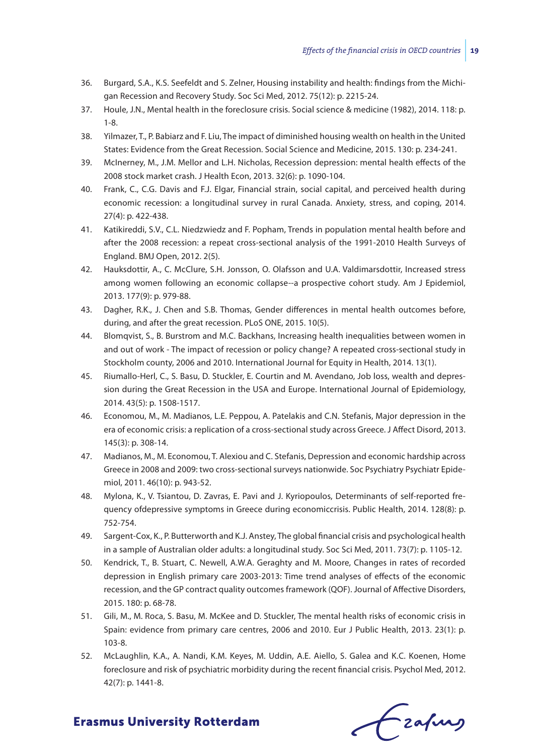36. Burgard, S.A., K.S. Seefeldt and S. Zelner, Housing instability and health: findings from the Michigan Recession and Recovery Study. Soc Sci Med, 2012. 75(12): p. 2215-24.
37. Houle, J.N., Mental health in the foreclosure crisis. Social science & medicine (1982), 2014. 118: p. 1-8.
38. Yilmazer, T., P. Babiarz and F. Liu, The impact of diminished housing wealth on health in the United States: Evidence from the Great Recession. Social Science and Medicine, 2015. 130: p. 234-241.
39. McInerney, M., J.M. Mellor and L.H. Nicholas, Recession depression: mental health effects of the 2008 stock market crash. J Health Econ, 2013. 32(6): p. 1090-104.
40. Frank, C., C.G. Davis and F.J. Elgar, Financial strain, social capital, and perceived health during economic recession: a longitudinal survey in rural Canada. Anxiety, stress, and coping, 2014. 27(4): p. 422-438.
41. Katikireddi, S.V., C.L. Niedzwiedz and F. Popham, Trends in population mental health before and after the 2008 recession: a repeat cross-sectional analysis of the 1991-2010 Health Surveys of England. BMJ Open, 2012. 2(5).
42. Hauksdottir, A., C. McClure, S.H. Jonsson, O. Olafsson and U.A. Valdimarsdottir, Increased stress among women following an economic collapse--a prospective cohort study. Am J Epidemiol, 2013. 177(9): p. 979-88.
43. Dagher, R.K., J. Chen and S.B. Thomas, Gender differences in mental health outcomes before, during, and after the great recession. PLoS ONE, 2015. 10(5).
44. Blomqvist, S., B. Burstrom and M.C. Backhans, Increasing health inequalities between women in and out of work - The impact of recession or policy change? A repeated cross-sectional study in Stockholm county, 2006 and 2010. International Journal for Equity in Health, 2014. 13(1).
45. Riumallo-Herl, C., S. Basu, D. Stuckler, E. Courtin and M. Avendano, Job loss, wealth and depression during the Great Recession in the USA and Europe. International Journal of Epidemiology, 2014. 43(5): p. 1508-1517.
46. Economou, M., M. Madianos, L.E. Peppou, A. Patelakis and C.N. Stefanis, Major depression in the era of economic crisis: a replication of a cross-sectional study across Greece. J Affect Disord, 2013. 145(3): p. 308-14.
47. Madianos, M., M. Economou, T. Alexiou and C. Stefanis, Depression and economic hardship across Greece in 2008 and 2009: two cross-sectional surveys nationwide. Soc Psychiatry Psychiatr Epidemiol, 2011. 46(10): p. 943-52.
48. Mylona, K., V. Tsiantou, D. Zavras, E. Pavi and J. Kyriopoulos, Determinants of self-reported frequency ofdepressive symptoms in Greece during economiccrisis. Public Health, 2014. 128(8): p. 752-754.
49. Sargent-Cox, K., P. Butterworth and K.J. Anstey, The global financial crisis and psychological health in a sample of Australian older adults: a longitudinal study. Soc Sci Med, 2011. 73(7): p. 1105-12.
50. Kendrick, T., B. Stuart, C. Newell, A.W.A. Geraghty and M. Moore, Changes in rates of recorded depression in English primary care 2003-2013: Time trend analyses of effects of the economic recession, and the GP contract quality outcomes framework (QOF). Journal of Affective Disorders, 2015. 180: p. 68-78.
51. Gili, M., M. Roca, S. Basu, M. McKee and D. Stuckler, The mental health risks of economic crisis in Spain: evidence from primary care centres, 2006 and 2010. Eur J Public Health, 2013. 23(1): p. 103-8.
52. McLaughlin, K.A., A. Nandi, K.M. Keyes, M. Uddin, A.E. Aiello, S. Galea and K.C. Koenen, Home foreclosure and risk of psychiatric morbidity during the recent financial crisis. Psychol Med, 2012. 42(7): p. 1441-8.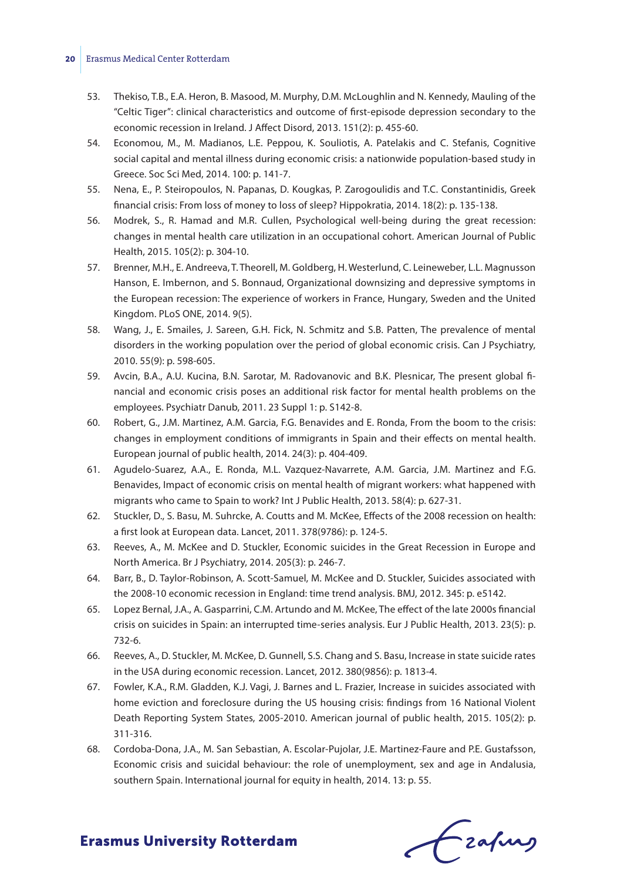53. Thekiso, T.B., E.A. Heron, B. Masood, M. Murphy, D.M. McLoughlin and N. Kennedy, Mauling of the "Celtic Tiger": clinical characteristics and outcome of first-episode depression secondary to the economic recession in Ireland. J Affect Disord, 2013. 151(2): p. 455-60.
54. Economou, M., M. Madianos, L.E. Peppou, K. Souliotis, A. Patelakis and C. Stefanis, Cognitive social capital and mental illness during economic crisis: a nationwide population-based study in Greece. Soc Sci Med, 2014. 100: p. 141-7.
55. Nena, E., P. Steiropoulos, N. Papanas, D. Kougkas, P. Zarogoulidis and T.C. Constantinidis, Greek financial crisis: From loss of money to loss of sleep? Hippokratia, 2014. 18(2): p. 135-138.
56. Modrek, S., R. Hamad and M.R. Cullen, Psychological well-being during the great recession: changes in mental health care utilization in an occupational cohort. American Journal of Public Health, 2015. 105(2): p. 304-10.
57. Brenner, M.H., E. Andreeva, T. Theorell, M. Goldberg, H. Westerlund, C. Leineweber, L.L. Magnusson Hanson, E. Imbernon, and S. Bonnaud, Organizational downsizing and depressive symptoms in the European recession: The experience of workers in France, Hungary, Sweden and the United Kingdom. PLoS ONE, 2014. 9(5).
58. Wang, J., E. Smailes, J. Sareen, G.H. Fick, N. Schmitz and S.B. Patten, The prevalence of mental disorders in the working population over the period of global economic crisis. Can J Psychiatry, 2010. 55(9): p. 598-605.
59. Avcin, B.A., A.U. Kucina, B.N. Sarotar, M. Radovanovic and B.K. Plesnicar, The present global financial and economic crisis poses an additional risk factor for mental health problems on the employees. Psychiatr Danub, 2011. 23 Suppl 1: p. S142-8.
60. Robert, G., J.M. Martinez, A.M. Garcia, F.G. Benavides and E. Ronda, From the boom to the crisis: changes in employment conditions of immigrants in Spain and their effects on mental health. European journal of public health, 2014. 24(3): p. 404-409.
61. Agudelo-Suarez, A.A., E. Ronda, M.L. Vazquez-Navarrete, A.M. Garcia, J.M. Martinez and F.G. Benavides, Impact of economic crisis on mental health of migrant workers: what happened with migrants who came to Spain to work? Int J Public Health, 2013. 58(4): p. 627-31.
62. Stuckler, D., S. Basu, M. Suhrcke, A. Coutts and M. McKee, Effects of the 2008 recession on health: a first look at European data. Lancet, 2011. 378(9786): p. 124-5.
63. Reeves, A., M. McKee and D. Stuckler, Economic suicides in the Great Recession in Europe and North America. Br J Psychiatry, 2014. 205(3): p. 246-7.
64. Barr, B., D. Taylor-Robinson, A. Scott-Samuel, M. McKee and D. Stuckler, Suicides associated with the 2008-10 economic recession in England: time trend analysis. BMJ, 2012. 345: p. e5142.
65. Lopez Bernal, J.A., A. Gasparrini, C.M. Artundo and M. McKee, The effect of the late 2000s financial crisis on suicides in Spain: an interrupted time-series analysis. Eur J Public Health, 2013. 23(5): p. 732-6.
66. Reeves, A., D. Stuckler, M. McKee, D. Gunnell, S.S. Chang and S. Basu, Increase in state suicide rates in the USA during economic recession. Lancet, 2012. 380(9856): p. 1813-4.
67. Fowler, K.A., R.M. Gladden, K.J. Vagi, J. Barnes and L. Frazier, Increase in suicides associated with home eviction and foreclosure during the US housing crisis: findings from 16 National Violent Death Reporting System States, 2005-2010. American journal of public health, 2015. 105(2): p. 311-316.
68. Cordoba-Dona, J.A., M. San Sebastian, A. Escolar-Pujolar, J.E. Martinez-Faure and P.E. Gustafsson, Economic crisis and suicidal behaviour: the role of unemployment, sex and age in Andalusia, southern Spain. International journal for equity in health, 2014. 13: p. 55.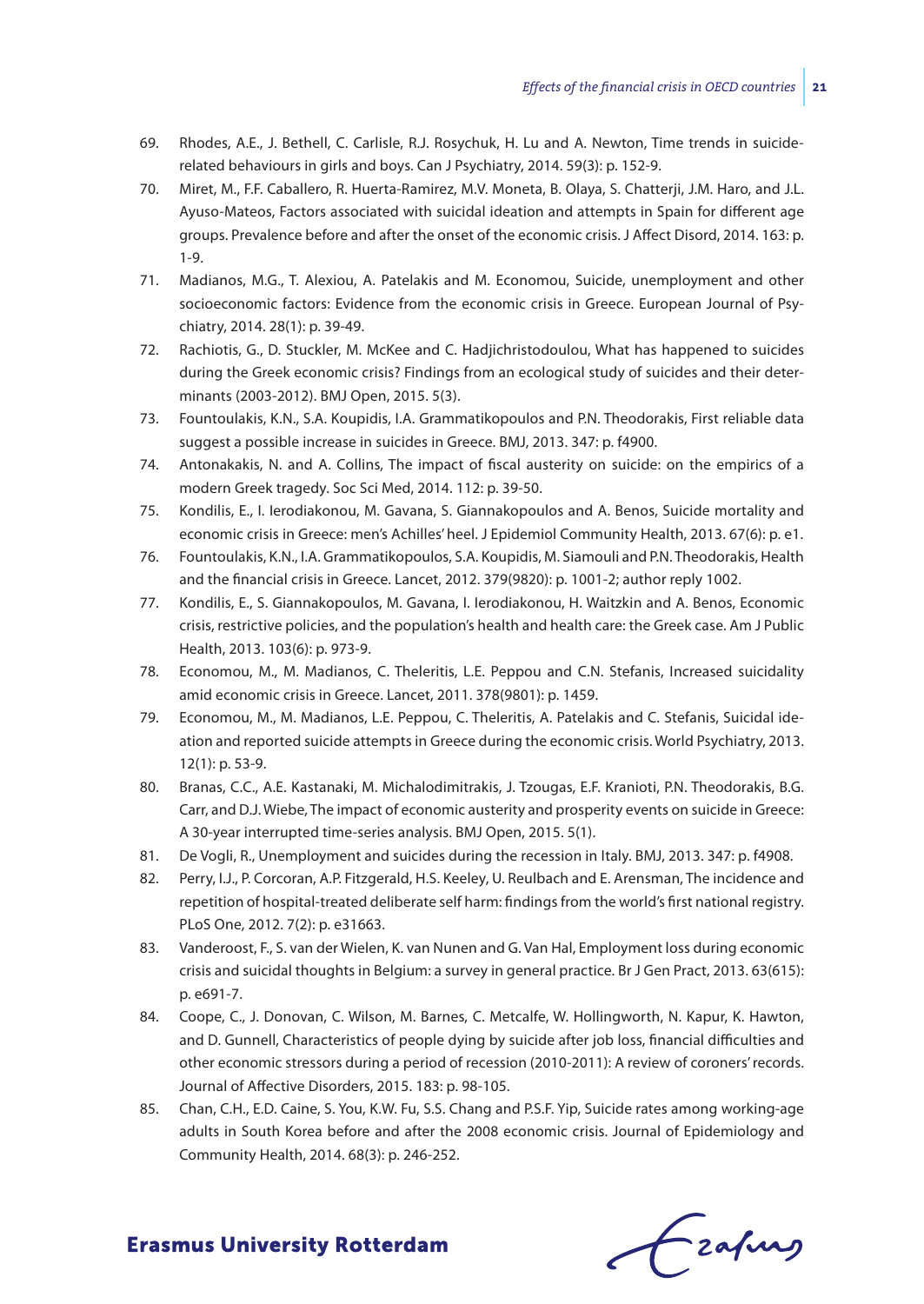69. Rhodes, A.E., J. Bethell, C. Carlisle, R.J. Rosychuk, H. Lu and A. Newton, Time trends in suicide-related behaviours in girls and boys. Can J Psychiatry, 2014. 59(3): p. 152-9.
70. Miret, M., F.F. Caballero, R. Huerta-Ramirez, M.V. Moneta, B. Olaya, S. Chatterji, J.M. Haro, and J.L. Ayuso-Mateos, Factors associated with suicidal ideation and attempts in Spain for different age groups. Prevalence before and after the onset of the economic crisis. J Affect Disord, 2014. 163: p. 1-9.
71. Madianos, M.G., T. Alexiou, A. Patelakis and M. Economou, Suicide, unemployment and other socioeconomic factors: Evidence from the economic crisis in Greece. European Journal of Psychiatry, 2014. 28(1): p. 39-49.
72. Rachiotis, G., D. Stuckler, M. McKee and C. Hadjichristodoulou, What has happened to suicides during the Greek economic crisis? Findings from an ecological study of suicides and their determinants (2003-2012). BMJ Open, 2015. 5(3).
73. Fountoulakis, K.N., S.A. Koupidis, I.A. Grammatikopoulos and P.N. Theodorakis, First reliable data suggest a possible increase in suicides in Greece. BMJ, 2013. 347: p. f4900.
74. Antonakakis, N. and A. Collins, The impact of fiscal austerity on suicide: on the empirics of a modern Greek tragedy. Soc Sci Med, 2014. 112: p. 39-50.
75. Kondilis, E., I. Ierodiakonou, M. Gavana, S. Giannakopoulos and A. Benos, Suicide mortality and economic crisis in Greece: men's Achilles' heel. J Epidemiol Community Health, 2013. 67(6): p. e1.
76. Fountoulakis, K.N., I.A. Grammatikopoulos, S.A. Koupidis, M. Siamouli and P.N. Theodorakis, Health and the financial crisis in Greece. Lancet, 2012. 379(9820): p. 1001-2; author reply 1002.
77. Kondilis, E., S. Giannakopoulos, M. Gavana, I. Ierodiakonou, H. Waitzkin and A. Benos, Economic crisis, restrictive policies, and the population's health and health care: the Greek case. Am J Public Health, 2013. 103(6): p. 973-9.
78. Economou, M., M. Madianos, C. Theleritis, L.E. Peppou and C.N. Stefanis, Increased suicidality amid economic crisis in Greece. Lancet, 2011. 378(9801): p. 1459.
79. Economou, M., M. Madianos, L.E. Peppou, C. Theleritis, A. Patelakis and C. Stefanis, Suicidal ideation and reported suicide attempts in Greece during the economic crisis. World Psychiatry, 2013. 12(1): p. 53-9.
80. Branas, C.C., A.E. Kastanaki, M. Michalodimitrakis, J. Tzougas, E.F. Kranioti, P.N. Theodorakis, B.G. Carr, and D.J. Wiebe, The impact of economic austerity and prosperity events on suicide in Greece: A 30-year interrupted time-series analysis. BMJ Open, 2015. 5(1).
81. De Vogli, R., Unemployment and suicides during the recession in Italy. BMJ, 2013. 347: p. f4908.
82. Perry, I.J., P. Corcoran, A.P. Fitzgerald, H.S. Keeley, U. Reulbach and E. Arensman, The incidence and repetition of hospital-treated deliberate self harm: findings from the world's first national registry. PLoS One, 2012. 7(2): p. e31663.
83. Vanderoost, F., S. van der Wielen, K. van Nunen and G. Van Hal, Employment loss during economic crisis and suicidal thoughts in Belgium: a survey in general practice. Br J Gen Pract, 2013. 63(615): p. e691-7.
84. Coope, C., J. Donovan, C. Wilson, M. Barnes, C. Metcalfe, W. Hollingworth, N. Kapur, K. Hawton, and D. Gunnell, Characteristics of people dying by suicide after job loss, financial difficulties and other economic stressors during a period of recession (2010-2011): A review of coroners' records. Journal of Affective Disorders, 2015. 183: p. 98-105.
85. Chan, C.H., E.D. Caine, S. You, K.W. Fu, S.S. Chang and P.S.F. Yip, Suicide rates among working-age adults in South Korea before and after the 2008 economic crisis. Journal of Epidemiology and Community Health, 2014. 68(3): p. 246-252.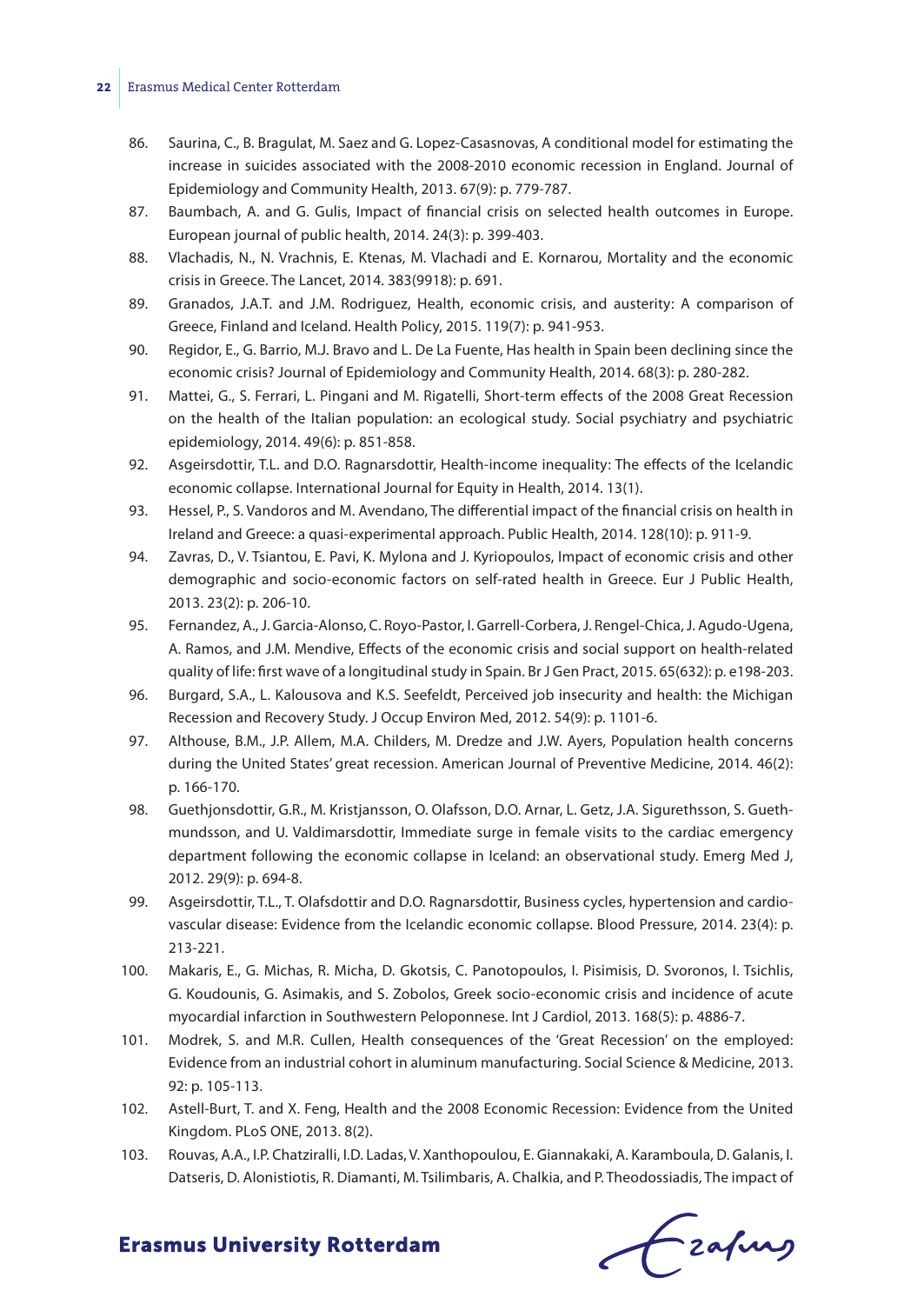86. Saurina, C., B. Bragulat, M. Saez and G. Lopez-Casasnovas, A conditional model for estimating the increase in suicides associated with the 2008-2010 economic recession in England. Journal of Epidemiology and Community Health, 2013. 67(9): p. 779-787.
87. Baumbach, A. and G. Gulis, Impact of financial crisis on selected health outcomes in Europe. European journal of public health, 2014. 24(3): p. 399-403.
88. Vlachadis, N., N. Vrachnis, E. Ktenas, M. Vlachadi and E. Kornarou, Mortality and the economic crisis in Greece. The Lancet, 2014. 383(9918): p. 691.
89. Granados, J.A.T. and J.M. Rodriguez, Health, economic crisis, and austerity: A comparison of Greece, Finland and Iceland. Health Policy, 2015. 119(7): p. 941-953.
90. Regidor, E., G. Barrio, M.J. Bravo and L. De La Fuente, Has health in Spain been declining since the economic crisis? Journal of Epidemiology and Community Health, 2014. 68(3): p. 280-282.
91. Mattei, G., S. Ferrari, L. Pingani and M. Rigatelli, Short-term effects of the 2008 Great Recession on the health of the Italian population: an ecological study. Social psychiatry and psychiatric epidemiology, 2014. 49(6): p. 851-858.
92. Asgeirsdottir, T.L. and D.O. Ragnarsdottir, Health-income inequality: The effects of the Icelandic economic collapse. International Journal for Equity in Health, 2014. 13(1).
93. Hessel, P., S. Vandoros and M. Avendano, The differential impact of the financial crisis on health in Ireland and Greece: a quasi-experimental approach. Public Health, 2014. 128(10): p. 911-9.
94. Zavras, D., V. Tsiantou, E. Pavi, K. Mylona and J. Kyriopoulos, Impact of economic crisis and other demographic and socio-economic factors on self-rated health in Greece. Eur J Public Health, 2013. 23(2): p. 206-10.
95. Fernandez, A., J. Garcia-Alonso, C. Royo-Pastor, I. Garrell-Corbera, J. Rengel-Chica, J. Agudo-Ugena, A. Ramos, and J.M. Mendive, Effects of the economic crisis and social support on health-related quality of life: first wave of a longitudinal study in Spain. Br J Gen Pract, 2015. 65(632): p. e198-203.
96. Burgard, S.A., L. Kalousova and K.S. Seefeldt, Perceived job insecurity and health: the Michigan Recession and Recovery Study. J Occup Environ Med, 2012. 54(9): p. 1101-6.
97. Althouse, B.M., J.P. Allem, M.A. Childers, M. Dredze and J.W. Ayers, Population health concerns during the United States' great recession. American Journal of Preventive Medicine, 2014. 46(2): p. 166-170.
98. Guethjonsdottir, G.R., M. Kristjansson, O. Olafsson, D.O. Arnar, L. Getz, J.A. Sigurethsson, S. Gueth-mundsson, and U. Valdimarsdottir, Immediate surge in female visits to the cardiac emergency department following the economic collapse in Iceland: an observational study. Emerg Med J, 2012. 29(9): p. 694-8.
99. Asgeirsdottir, T.L., T. Olafsdottir and D.O. Ragnarsdottir, Business cycles, hypertension and cardio-vascular disease: Evidence from the Icelandic economic collapse. Blood Pressure, 2014. 23(4): p. 213-221.
100. Makaris, E., G. Michas, R. Micha, D. Gkotsis, C. Panotopoulos, I. Pisimisis, D. Svoronos, I. Tsichlis, G. Koudounis, G. Asimakis, and S. Zobolos, Greek socio-economic crisis and incidence of acute myocardial infarction in Southwestern Peloponnese. Int J Cardiol, 2013. 168(5): p. 4886-7.
101. Modrek, S. and M.R. Cullen, Health consequences of the 'Great Recession' on the employed: Evidence from an industrial cohort in aluminum manufacturing. Social Science & Medicine, 2013. 92: p. 105-113.
102. Astell-Burt, T. and X. Feng, Health and the 2008 Economic Recession: Evidence from the United Kingdom. PLoS ONE, 2013. 8(2).
103. Rouvas, A.A., I.P. Chatziralli, I.D. Ladas, V. Xanthopoulou, E. Giannakaki, A. Karamboula, D. Galanis, I. Datseris, D. Alonistiotis, R. Diamanti, M. Tsilimbaris, A. Chalkia, and P. Theodossiadis, The impact of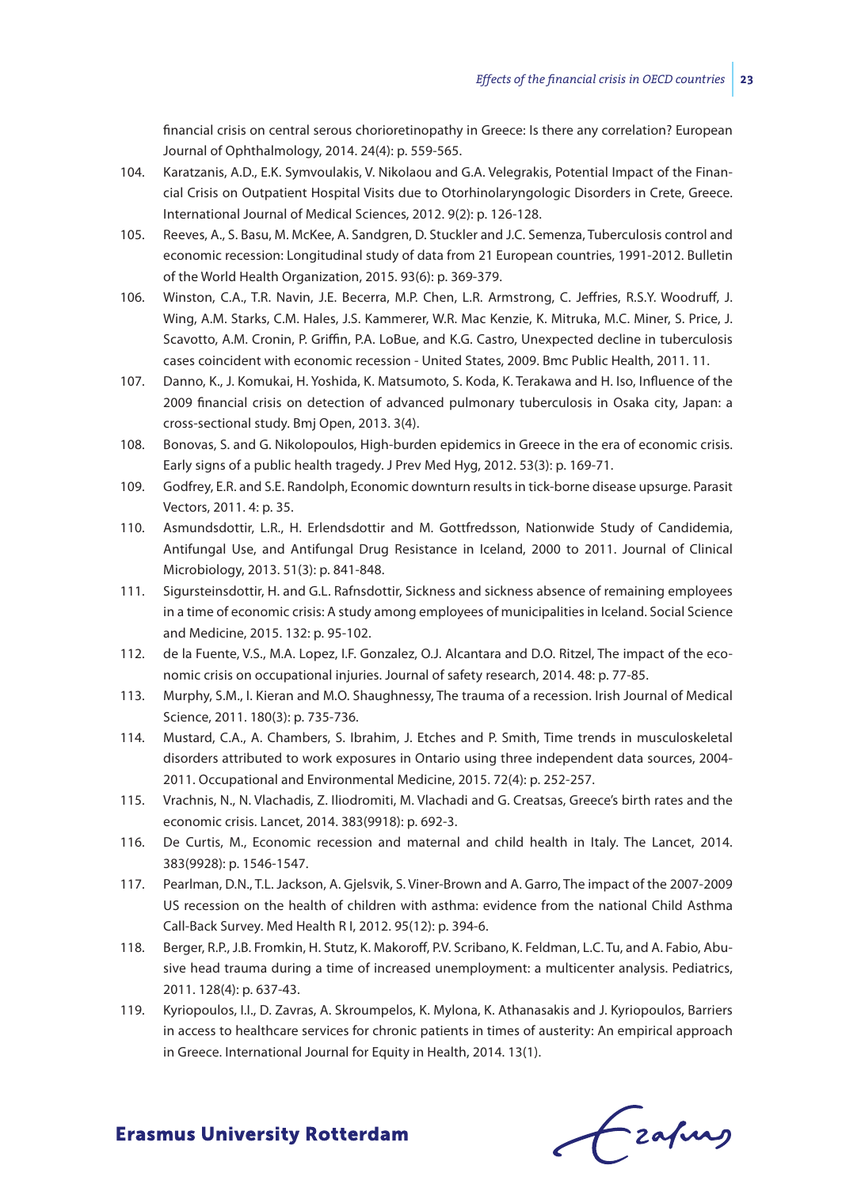financial crisis on central serous chorioretinopathy in Greece: Is there any correlation? European Journal of Ophthalmology, 2014. 24(4): p. 559-565.

104. Karatzanis, A.D., E.K. Symvoulakis, V. Nikolaou and G.A. Velegrakis, Potential Impact of the Financial Crisis on Outpatient Hospital Visits due to Otorhinolaryngologic Disorders in Crete, Greece. International Journal of Medical Sciences, 2012. 9(2): p. 126-128.
105. Reeves, A., S. Basu, M. McKee, A. Sandgren, D. Stuckler and J.C. Semenza, Tuberculosis control and economic recession: Longitudinal study of data from 21 European countries, 1991-2012. Bulletin of the World Health Organization, 2015. 93(6): p. 369-379.
106. Winston, C.A., T.R. Navin, J.E. Becerra, M.P. Chen, L.R. Armstrong, C. Jeffries, R.S.Y. Woodruff, J. Wing, A.M. Starks, C.M. Hales, J.S. Kammerer, W.R. Mac Kenzie, K. Mitruka, M.C. Miner, S. Price, J. Scavotto, A.M. Cronin, P. Griffin, P.A. LoBue, and K.G. Castro, Unexpected decline in tuberculosis cases coincident with economic recession - United States, 2009. Bmc Public Health, 2011. 11.
107. Danno, K., J. Komukai, H. Yoshida, K. Matsumoto, S. Koda, K. Terakawa and H. Iso, Influence of the 2009 financial crisis on detection of advanced pulmonary tuberculosis in Osaka city, Japan: a cross-sectional study. Bmj Open, 2013. 3(4).
108. Bonovas, S. and G. Nikolopoulos, High-burden epidemics in Greece in the era of economic crisis. Early signs of a public health tragedy. J Prev Med Hyg, 2012. 53(3): p. 169-71.
109. Godfrey, E.R. and S.E. Randolph, Economic downturn results in tick-borne disease upsurge. Parasit Vectors, 2011. 4: p. 35.
110. Asmundsdottir, L.R., H. Erlendsdottir and M. Gottfredsson, Nationwide Study of Candidemia, Antifungal Use, and Antifungal Drug Resistance in Iceland, 2000 to 2011. Journal of Clinical Microbiology, 2013. 51(3): p. 841-848.
111. Sigursteinsdottir, H. and G.L. Rafnsdottir, Sickness and sickness absence of remaining employees in a time of economic crisis: A study among employees of municipalities in Iceland. Social Science and Medicine, 2015. 132: p. 95-102.
112. de la Fuente, V.S., M.A. Lopez, I.F. Gonzalez, O.J. Alcantara and D.O. Ritzel, The impact of the economic crisis on occupational injuries. Journal of safety research, 2014. 48: p. 77-85.
113. Murphy, S.M., I. Kieran and M.O. Shaughnessy, The trauma of a recession. Irish Journal of Medical Science, 2011. 180(3): p. 735-736.
114. Mustard, C.A., A. Chambers, S. Ibrahim, J. Etches and P. Smith, Time trends in musculoskeletal disorders attributed to work exposures in Ontario using three independent data sources, 2004-2011. Occupational and Environmental Medicine, 2015. 72(4): p. 252-257.
115. Vrachnis, N., N. Vlachadis, Z. Iliodromiti, M. Vlachadi and G. Creatsas, Greece's birth rates and the economic crisis. Lancet, 2014. 383(9918): p. 692-3.
116. De Curtis, M., Economic recession and maternal and child health in Italy. The Lancet, 2014. 383(9928): p. 1546-1547.
117. Pearlman, D.N., T.L. Jackson, A. Gjelsvik, S. Viner-Brown and A. Garro, The impact of the 2007-2009 US recession on the health of children with asthma: evidence from the national Child Asthma Call-Back Survey. Med Health R I, 2012. 95(12): p. 394-6.
118. Berger, R.P., J.B. Fromkin, H. Stutz, K. Makoroff, P.V. Scribano, K. Feldman, L.C. Tu, and A. Fabio, Abusive head trauma during a time of increased unemployment: a multicenter analysis. Pediatrics, 2011. 128(4): p. 637-43.
119. Kyriopoulos, I.I., D. Zavras, A. Skroumpelos, K. Mylona, K. Athanasakis and J. Kyriopoulos, Barriers in access to healthcare services for chronic patients in times of austerity: An empirical approach in Greece. International Journal for Equity in Health, 2014. 13(1).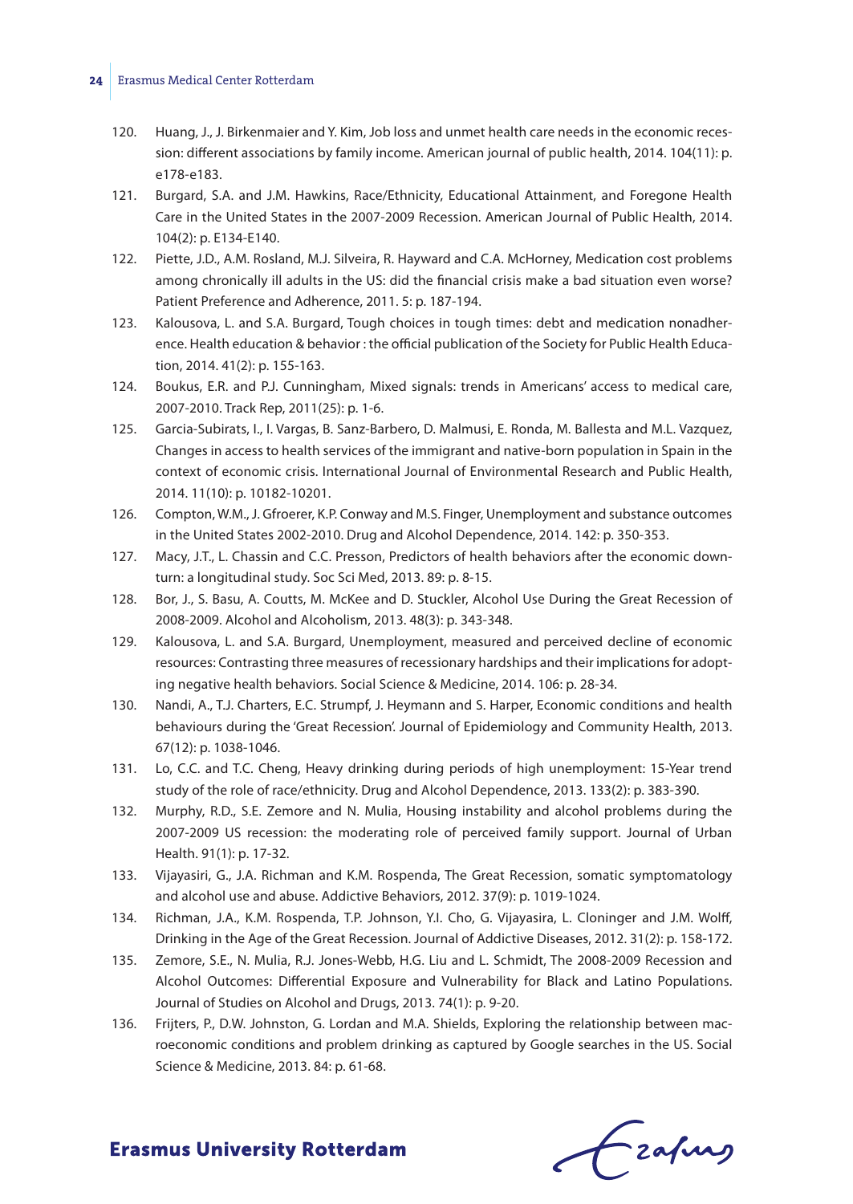120. Huang, J., J. Birkenmaier and Y. Kim, Job loss and unmet health care needs in the economic recession: different associations by family income. American journal of public health, 2014. 104(11): p. e178-e183.
121. Burgard, S.A. and J.M. Hawkins, Race/Ethnicity, Educational Attainment, and Foregone Health Care in the United States in the 2007-2009 Recession. American Journal of Public Health, 2014. 104(2): p. E134-E140.
122. Piette, J.D., A.M. Rosland, M.J. Silveira, R. Hayward and C.A. McHorney, Medication cost problems among chronically ill adults in the US: did the financial crisis make a bad situation even worse? Patient Preference and Adherence, 2011. 5: p. 187-194.
123. Kalousova, L. and S.A. Burgard, Tough choices in tough times: debt and medication nonadherence. Health education & behavior : the official publication of the Society for Public Health Education, 2014. 41(2): p. 155-163.
124. Boukus, E.R. and P.J. Cunningham, Mixed signals: trends in Americans' access to medical care, 2007-2010. Track Rep, 2011(25): p. 1-6.
125. Garcia-Subirats, I., I. Vargas, B. Sanz-Barbero, D. Malmusi, E. Ronda, M. Ballesta and M.L. Vazquez, Changes in access to health services of the immigrant and native-born population in Spain in the context of economic crisis. International Journal of Environmental Research and Public Health, 2014. 11(10): p. 10182-10201.
126. Compton, W.M., J. Gfroerer, K.P. Conway and M.S. Finger, Unemployment and substance outcomes in the United States 2002-2010. Drug and Alcohol Dependence, 2014. 142: p. 350-353.
127. Macy, J.T., L. Chassin and C.C. Presson, Predictors of health behaviors after the economic downturn: a longitudinal study. Soc Sci Med, 2013. 89: p. 8-15.
128. Bor, J., S. Basu, A. Coutts, M. McKee and D. Stuckler, Alcohol Use During the Great Recession of 2008-2009. Alcohol and Alcoholism, 2013. 48(3): p. 343-348.
129. Kalousova, L. and S.A. Burgard, Unemployment, measured and perceived decline of economic resources: Contrasting three measures of recessionary hardships and their implications for adopting negative health behaviors. Social Science & Medicine, 2014. 106: p. 28-34.
130. Nandi, A., T.J. Charters, E.C. Strumpf, J. Heymann and S. Harper, Economic conditions and health behaviours during the 'Great Recession'. Journal of Epidemiology and Community Health, 2013. 67(12): p. 1038-1046.
131. Lo, C.C. and T.C. Cheng, Heavy drinking during periods of high unemployment: 15-Year trend study of the role of race/ethnicity. Drug and Alcohol Dependence, 2013. 133(2): p. 383-390.
132. Murphy, R.D., S.E. Zemore and N. Mulia, Housing instability and alcohol problems during the 2007-2009 US recession: the moderating role of perceived family support. Journal of Urban Health. 91(1): p. 17-32.
133. Vijayasiri, G., J.A. Richman and K.M. Rospenda, The Great Recession, somatic symptomatology and alcohol use and abuse. Addictive Behaviors, 2012. 37(9): p. 1019-1024.
134. Richman, J.A., K.M. Rospenda, T.P. Johnson, Y.I. Cho, G. Vijayasira, L. Cloninger and J.M. Wolff, Drinking in the Age of the Great Recession. Journal of Addictive Diseases, 2012. 31(2): p. 158-172.
135. Zemore, S.E., N. Mulia, R.J. Jones-Webb, H.G. Liu and L. Schmidt, The 2008-2009 Recession and Alcohol Outcomes: Differential Exposure and Vulnerability for Black and Latino Populations. Journal of Studies on Alcohol and Drugs, 2013. 74(1): p. 9-20.
136. Frijters, P., D.W. Johnston, G. Lordan and M.A. Shields, Exploring the relationship between macroeconomic conditions and problem drinking as captured by Google searches in the US. Social Science & Medicine, 2013. 84: p. 61-68.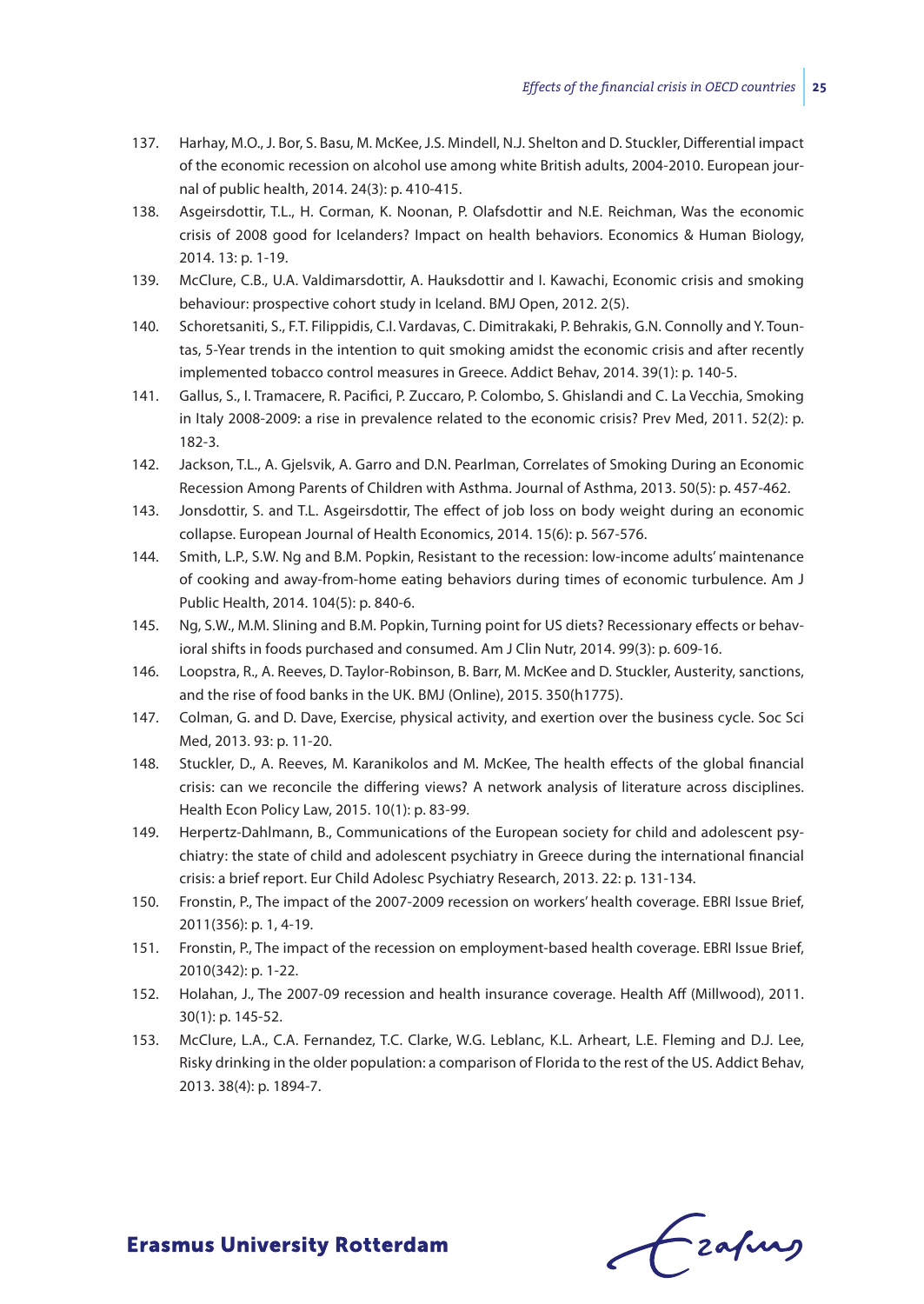137. Harhay, M.O., J. Bor, S. Basu, M. McKee, J.S. Mindell, N.J. Shelton and D. Stuckler, Differential impact of the economic recession on alcohol use among white British adults, 2004-2010. European journal of public health, 2014. 24(3): p. 410-415.
138. Asgeirsdottir, T.L., H. Corman, K. Noonan, P. Olafsdottir and N.E. Reichman, Was the economic crisis of 2008 good for Icelanders? Impact on health behaviors. Economics & Human Biology, 2014. 13: p. 1-19.
139. McClure, C.B., U.A. Valdimarsdottir, A. Hauksdottir and I. Kawachi, Economic crisis and smoking behaviour: prospective cohort study in Iceland. BMJ Open, 2012. 2(5).
140. Schoretsaniti, S., F.T. Filippidis, C.I. Vardavas, C. Dimitrakaki, P. Behrakis, G.N. Connolly and Y. Tountas, 5-Year trends in the intention to quit smoking amidst the economic crisis and after recently implemented tobacco control measures in Greece. Addict Behav, 2014. 39(1): p. 140-5.
141. Gallus, S., I. Tramacere, R. Pacifici, P. Zuccaro, P. Colombo, S. Ghislandi and C. La Vecchia, Smoking in Italy 2008-2009: a rise in prevalence related to the economic crisis? Prev Med, 2011. 52(2): p. 182-3.
142. Jackson, T.L., A. Gjelsvik, A. Garro and D.N. Pearlman, Correlates of Smoking During an Economic Recession Among Parents of Children with Asthma. Journal of Asthma, 2013. 50(5): p. 457-462.
143. Jonsdottir, S. and T.L. Asgeirsdottir, The effect of job loss on body weight during an economic collapse. European Journal of Health Economics, 2014. 15(6): p. 567-576.
144. Smith, L.P., S.W. Ng and B.M. Popkin, Resistant to the recession: low-income adults' maintenance of cooking and away-from-home eating behaviors during times of economic turbulence. Am J Public Health, 2014. 104(5): p. 840-6.
145. Ng, S.W., M.M. Slining and B.M. Popkin, Turning point for US diets? Recessionary effects or behavioral shifts in foods purchased and consumed. Am J Clin Nutr, 2014. 99(3): p. 609-16.
146. Loopstra, R., A. Reeves, D. Taylor-Robinson, B. Barr, M. McKee and D. Stuckler, Austerity, sanctions, and the rise of food banks in the UK. BMJ (Online), 2015. 350(h1775).
147. Colman, G. and D. Dave, Exercise, physical activity, and exertion over the business cycle. Soc Sci Med, 2013. 93: p. 11-20.
148. Stuckler, D., A. Reeves, M. Karanikolos and M. McKee, The health effects of the global financial crisis: can we reconcile the differing views? A network analysis of literature across disciplines. Health Econ Policy Law, 2015. 10(1): p. 83-99.
149. Herpertz-Dahlmann, B., Communications of the European society for child and adolescent psychiatry: the state of child and adolescent psychiatry in Greece during the international financial crisis: a brief report. Eur Child Adolesc Psychiatry Research, 2013. 22: p. 131-134.
150. Fronstin, P., The impact of the 2007-2009 recession on workers' health coverage. EBRI Issue Brief, 2011(356): p. 1, 4-19.
151. Fronstin, P., The impact of the recession on employment-based health coverage. EBRI Issue Brief, 2010(342): p. 1-22.
152. Holahan, J., The 2007-09 recession and health insurance coverage. Health Aff (Millwood), 2011. 30(1): p. 145-52.
153. McClure, L.A., C.A. Fernandez, T.C. Clarke, W.G. Leblanc, K.L. Arheart, L.E. Fleming and D.J. Lee, Risky drinking in the older population: a comparison of Florida to the rest of the US. Addict Behav, 2013. 38(4): p. 1894-7.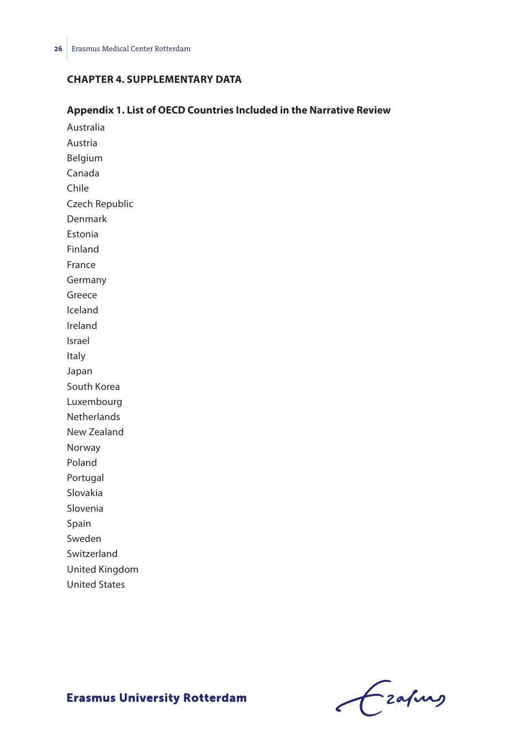## CHAPTER 4. SUPPLEMENTARY DATA

### Appendix 1. List of OECD Countries Included in the Narrative Review

Australia
Austria
Belgium
Canada
Chile
Czech Republic
Denmark
Estonia
Finland
France
Germany
Greece
Iceland
Ireland
Israel
Italy
Japan
South Korea
Luxembourg
Netherlands
New Zealand
Norway
Poland
Portugal
Slovakia
Slovenia
Spain
Sweden
Switzerland
United Kingdom
United States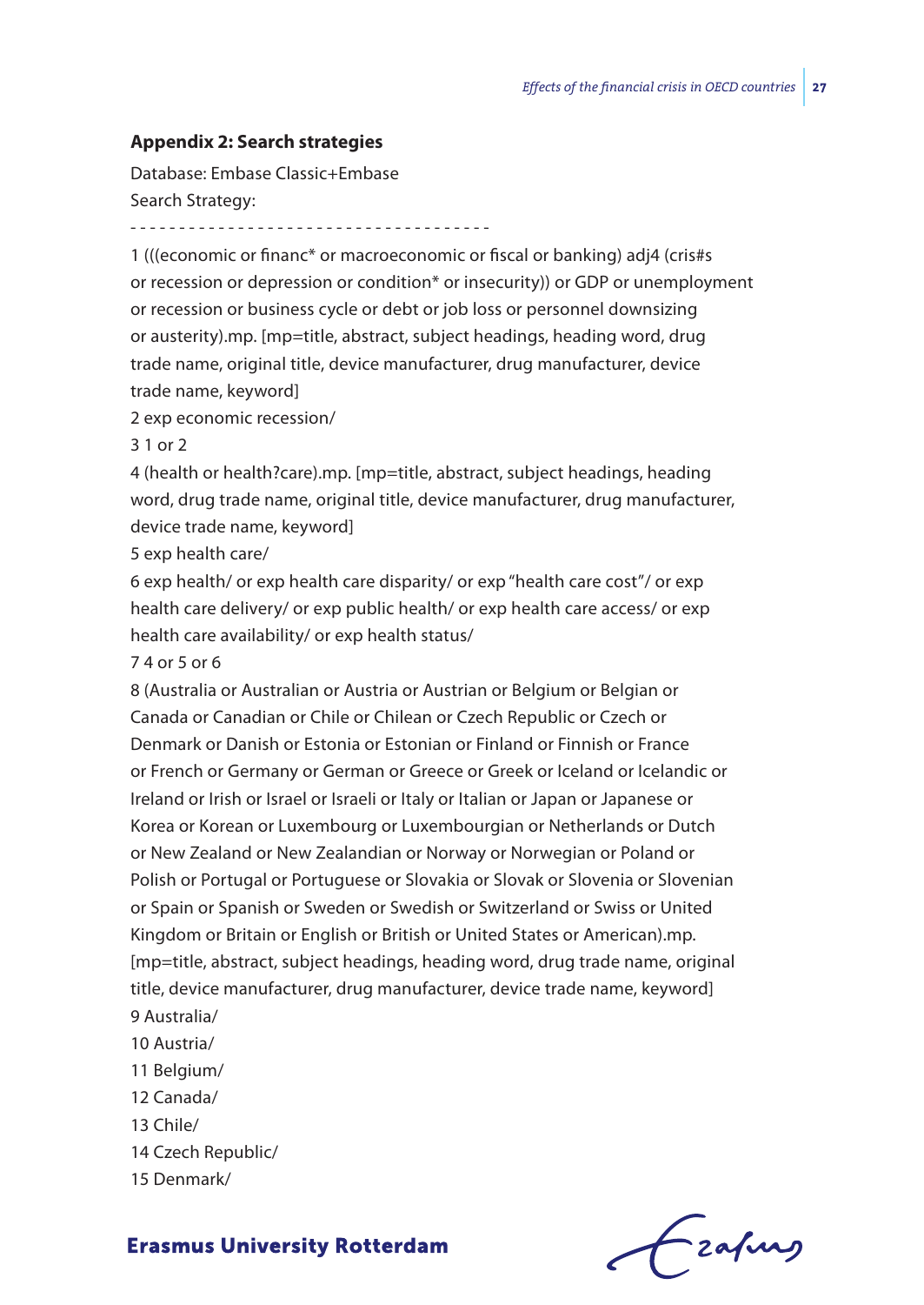## Appendix 2: Search strategies

Database: Embase Classic+Embase

Search Strategy:

\-------------------------------------

1 (((economic or financ* or macroeconomic or fiscal or banking) adj4 (cris#s or recession or depression or condition* or insecurity)) or GDP or unemployment or recession or business cycle or debt or job loss or personnel downsizing or austerity).mp. [mp=title, abstract, subject headings, heading word, drug trade name, original title, device manufacturer, drug manufacturer, device trade name, keyword]

2 exp economic recession/

3 1 or 2

4 (health or health?care).mp. [mp=title, abstract, subject headings, heading word, drug trade name, original title, device manufacturer, drug manufacturer, device trade name, keyword]

5 exp health care/

6 exp health/ or exp health care disparity/ or exp "health care cost"/ or exp health care delivery/ or exp public health/ or exp health care access/ or exp health care availability/ or exp health status/

7 4 or 5 or 6

8 (Australia or Australian or Austria or Austrian or Belgium or Belgian or Canada or Canadian or Chile or Chilean or Czech Republic or Czech or Denmark or Danish or Estonia or Estonian or Finland or Finnish or France or French or Germany or German or Greece or Greek or Iceland or Icelandic or Ireland or Irish or Israel or Israeli or Italy or Italian or Japan or Japanese or Korea or Korean or Luxembourg or Luxembourgian or Netherlands or Dutch or New Zealand or New Zealandian or Norway or Norwegian or Poland or Polish or Portugal or Portuguese or Slovakia or Slovak or Slovenia or Slovenian or Spain or Spanish or Sweden or Swedish or Switzerland or Swiss or United Kingdom or Britain or English or British or United States or American).mp. [mp=title, abstract, subject headings, heading word, drug trade name, original title, device manufacturer, drug manufacturer, device trade name, keyword]

9 Australia/

10 Austria/

11 Belgium/

12 Canada/

13 Chile/

14 Czech Republic/

15 Denmark/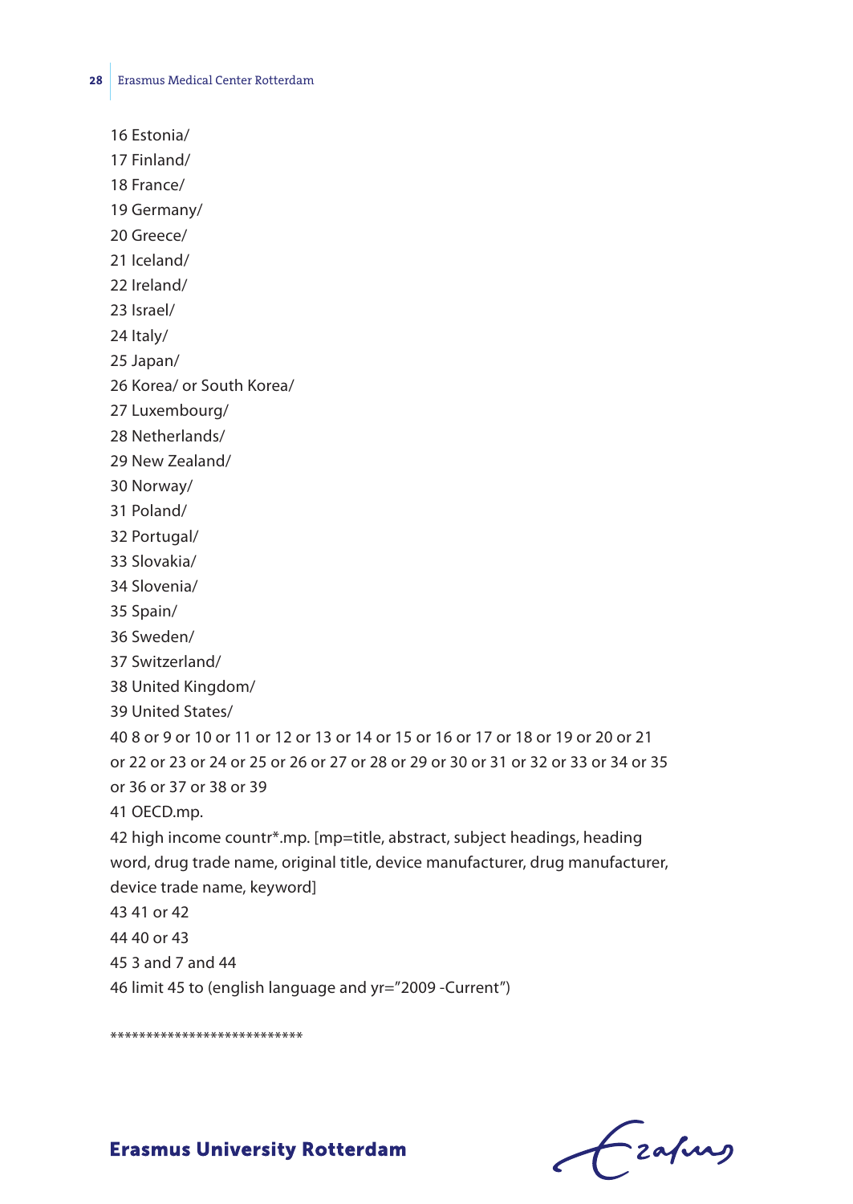16 Estonia/

17 Finland/

18 France/

19 Germany/

20 Greece/

21 Iceland/

22 Ireland/

23 Israel/

24 Italy/

25 Japan/

26 Korea/ or South Korea/

27 Luxembourg/

28 Netherlands/

29 New Zealand/

30 Norway/

31 Poland/

32 Portugal/

33 Slovakia/

34 Slovenia/

35 Spain/

36 Sweden/

37 Switzerland/

38 United Kingdom/

39 United States/

40 8 or 9 or 10 or 11 or 12 or 13 or 14 or 15 or 16 or 17 or 18 or 19 or 20 or 21 or 22 or 23 or 24 or 25 or 26 or 27 or 28 or 29 or 30 or 31 or 32 or 33 or 34 or 35 or 36 or 37 or 38 or 39

41 OECD.mp.

42 high income countr*.mp. [mp=title, abstract, subject headings, heading word, drug trade name, original title, device manufacturer, drug manufacturer, device trade name, keyword]

43 41 or 42

44 40 or 43

45 3 and 7 and 44

46 limit 45 to (english language and yr="2009 -Current")

***************************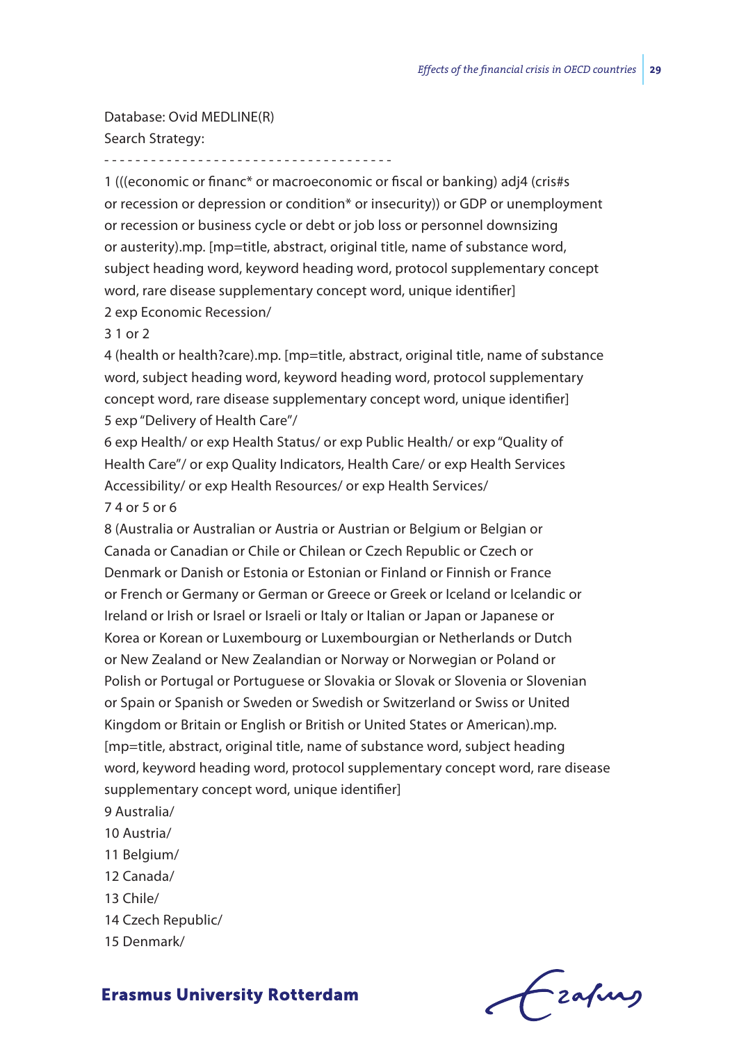Database: Ovid MEDLINE(R)
Search Strategy:

- - - - - - - - - - - - - - - - - - - - - - - - - - - - - - - - - - - - -

1 (((economic or financ* or macroeconomic or fiscal or banking) adj4 (cris#s or recession or depression or condition* or insecurity)) or GDP or unemployment or recession or business cycle or debt or job loss or personnel downsizing or austerity).mp. [mp=title, abstract, original title, name of substance word, subject heading word, keyword heading word, protocol supplementary concept word, rare disease supplementary concept word, unique identifier]

2 exp Economic Recession/

3 1 or 2

4 (health or health?care).mp. [mp=title, abstract, original title, name of substance word, subject heading word, keyword heading word, protocol supplementary concept word, rare disease supplementary concept word, unique identifier]

5 exp "Delivery of Health Care"/

6 exp Health/ or exp Health Status/ or exp Public Health/ or exp "Quality of Health Care"/ or exp Quality Indicators, Health Care/ or exp Health Services Accessibility/ or exp Health Resources/ or exp Health Services/

7 4 or 5 or 6

8 (Australia or Australian or Austria or Austrian or Belgium or Belgian or Canada or Canadian or Chile or Chilean or Czech Republic or Czech or Denmark or Danish or Estonia or Estonian or Finland or Finnish or France or French or Germany or German or Greece or Greek or Iceland or Icelandic or Ireland or Irish or Israel or Israeli or Italy or Italian or Japan or Japanese or Korea or Korean or Luxembourg or Luxembourgian or Netherlands or Dutch or New Zealand or New Zealandian or Norway or Norwegian or Poland or Polish or Portugal or Portuguese or Slovakia or Slovak or Slovenia or Slovenian or Spain or Spanish or Sweden or Swedish or Switzerland or Swiss or United Kingdom or Britain or English or British or United States or American).mp. [mp=title, abstract, original title, name of substance word, subject heading word, keyword heading word, protocol supplementary concept word, rare disease supplementary concept word, unique identifier]

9 Australia/

10 Austria/

11 Belgium/

12 Canada/

13 Chile/

14 Czech Republic/

15 Denmark/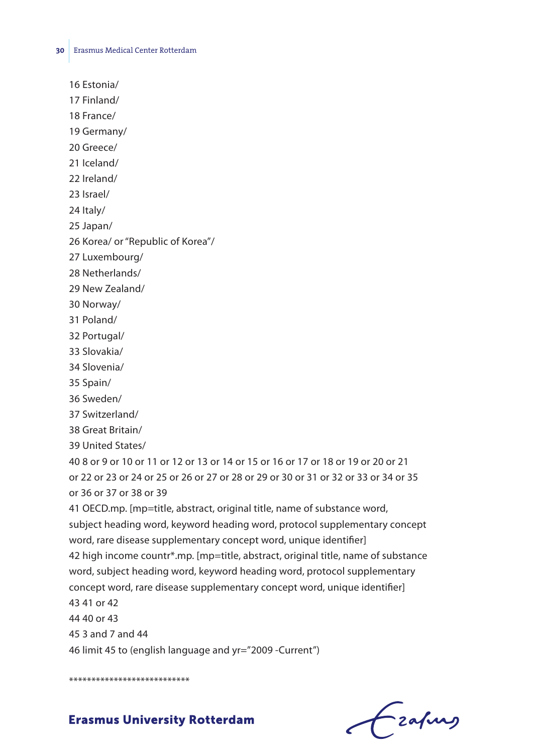16 Estonia/

17 Finland/

18 France/

19 Germany/

20 Greece/

21 Iceland/

22 Ireland/

23 Israel/

24 Italy/

25 Japan/

26 Korea/ or "Republic of Korea"/

27 Luxembourg/

28 Netherlands/

29 New Zealand/

30 Norway/

31 Poland/

32 Portugal/

33 Slovakia/

34 Slovenia/

35 Spain/

36 Sweden/

37 Switzerland/

38 Great Britain/

39 United States/

40 8 or 9 or 10 or 11 or 12 or 13 or 14 or 15 or 16 or 17 or 18 or 19 or 20 or 21 or 22 or 23 or 24 or 25 or 26 or 27 or 28 or 29 or 30 or 31 or 32 or 33 or 34 or 35 or 36 or 37 or 38 or 39

41 OECD.mp. [mp=title, abstract, original title, name of substance word, subject heading word, keyword heading word, protocol supplementary concept word, rare disease supplementary concept word, unique identifier]

42 high income countr*.mp. [mp=title, abstract, original title, name of substance word, subject heading word, keyword heading word, protocol supplementary concept word, rare disease supplementary concept word, unique identifier]

43 41 or 42

44 40 or 43

45 3 and 7 and 44

46 limit 45 to (english language and yr="2009 -Current")

***************************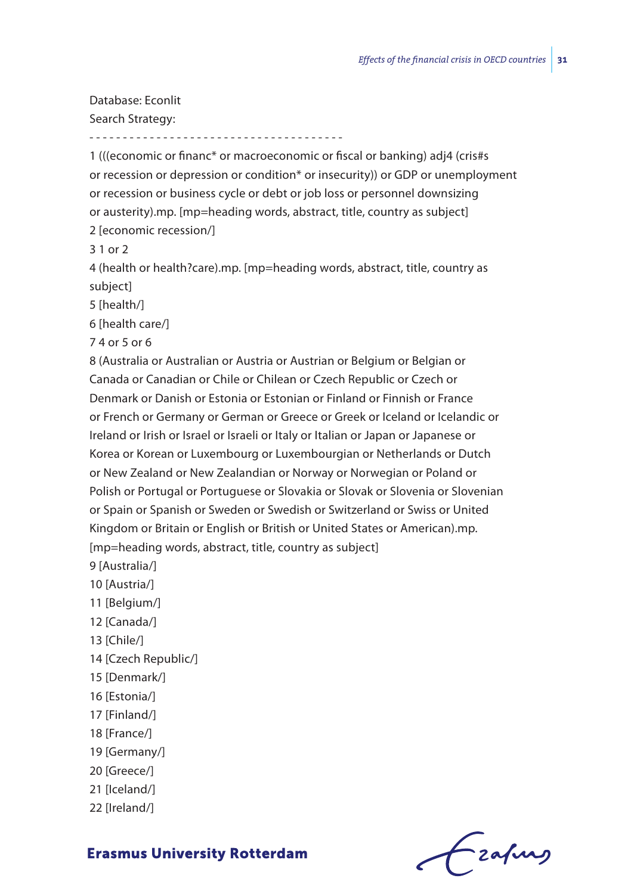Database: Econlit

Search Strategy:

- - - - - - - - - - - - - - - - - - - - - - - - - - - - - - - - - - - - - -

1 (((economic or financ* or macroeconomic or fiscal or banking) adj4 (cris#s or recession or depression or condition* or insecurity)) or GDP or unemployment or recession or business cycle or debt or job loss or personnel downsizing or austerity).mp. [mp=heading words, abstract, title, country as subject]

2 [economic recession/]

3 1 or 2

4 (health or health?care).mp. [mp=heading words, abstract, title, country as subject]

5 [health/]

6 [health care/]

7 4 or 5 or 6

8 (Australia or Australian or Austria or Austrian or Belgium or Belgian or Canada or Canadian or Chile or Chilean or Czech Republic or Czech or Denmark or Danish or Estonia or Estonian or Finland or Finnish or France or French or Germany or German or Greece or Greek or Iceland or Icelandic or Ireland or Irish or Israel or Israeli or Italy or Italian or Japan or Japanese or Korea or Korean or Luxembourg or Luxembourgian or Netherlands or Dutch or New Zealand or New Zealandian or Norway or Norwegian or Poland or Polish or Portugal or Portuguese or Slovakia or Slovak or Slovenia or Slovenian or Spain or Spanish or Sweden or Swedish or Switzerland or Swiss or United Kingdom or Britain or English or British or United States or American).mp. [mp=heading words, abstract, title, country as subject]

9 [Australia/]

10 [Austria/]

11 [Belgium/]

12 [Canada/]

13 [Chile/]

14 [Czech Republic/]

15 [Denmark/]

16 [Estonia/]

17 [Finland/]

18 [France/]

19 [Germany/]

20 [Greece/]

21 [Iceland/]

22 [Ireland/]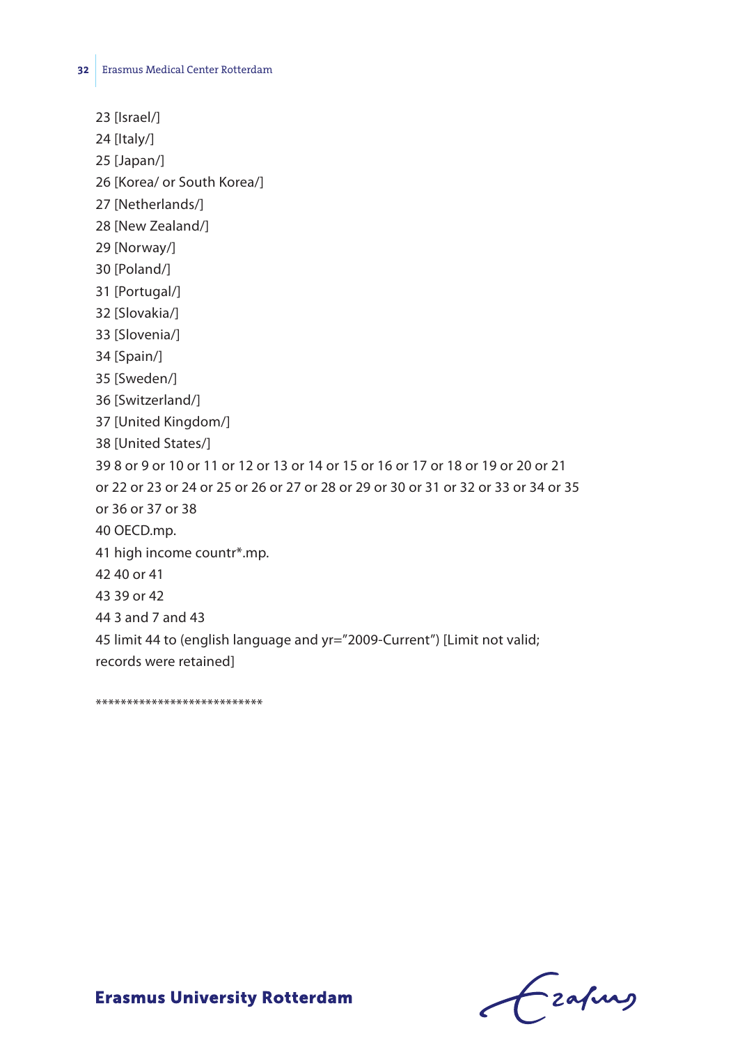23 [Israel/]

24 [Italy/]

25 [Japan/]

26 [Korea/ or South Korea/]

27 [Netherlands/]

28 [New Zealand/]

29 [Norway/]

30 [Poland/]

31 [Portugal/]

32 [Slovakia/]

33 [Slovenia/]

34 [Spain/]

35 [Sweden/]

36 [Switzerland/]

37 [United Kingdom/]

38 [United States/]

39 8 or 9 or 10 or 11 or 12 or 13 or 14 or 15 or 16 or 17 or 18 or 19 or 20 or 21 or 22 or 23 or 24 or 25 or 26 or 27 or 28 or 29 or 30 or 31 or 32 or 33 or 34 or 35 or 36 or 37 or 38

40 OECD.mp.

41 high income countr*.mp.

42 40 or 41

43 39 or 42

44 3 and 7 and 43

45 limit 44 to (english language and yr="2009-Current") [Limit not valid; records were retained]

***************************